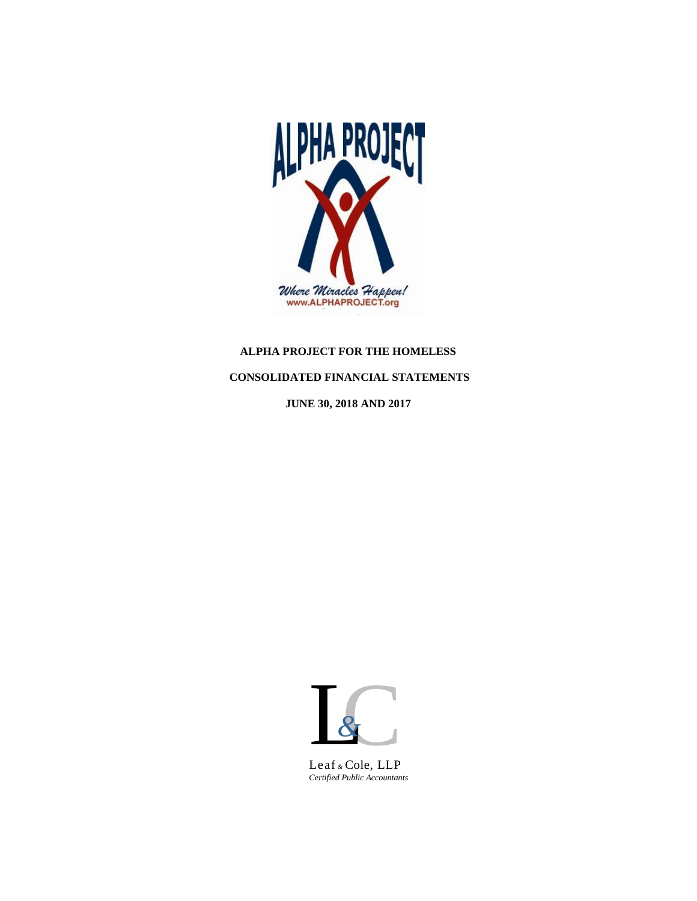ALPHA PROJECT

*Where Miracles Happen!*
www.ALPHAPROJECT.org

**ALPHA PROJECT FOR THE HOMELESS**

**CONSOLIDATED FINANCIAL STATEMENTS**

**JUNE 30, 2018 AND 2017**

Leaf & Cole, LLP
*Certified Public Accountants*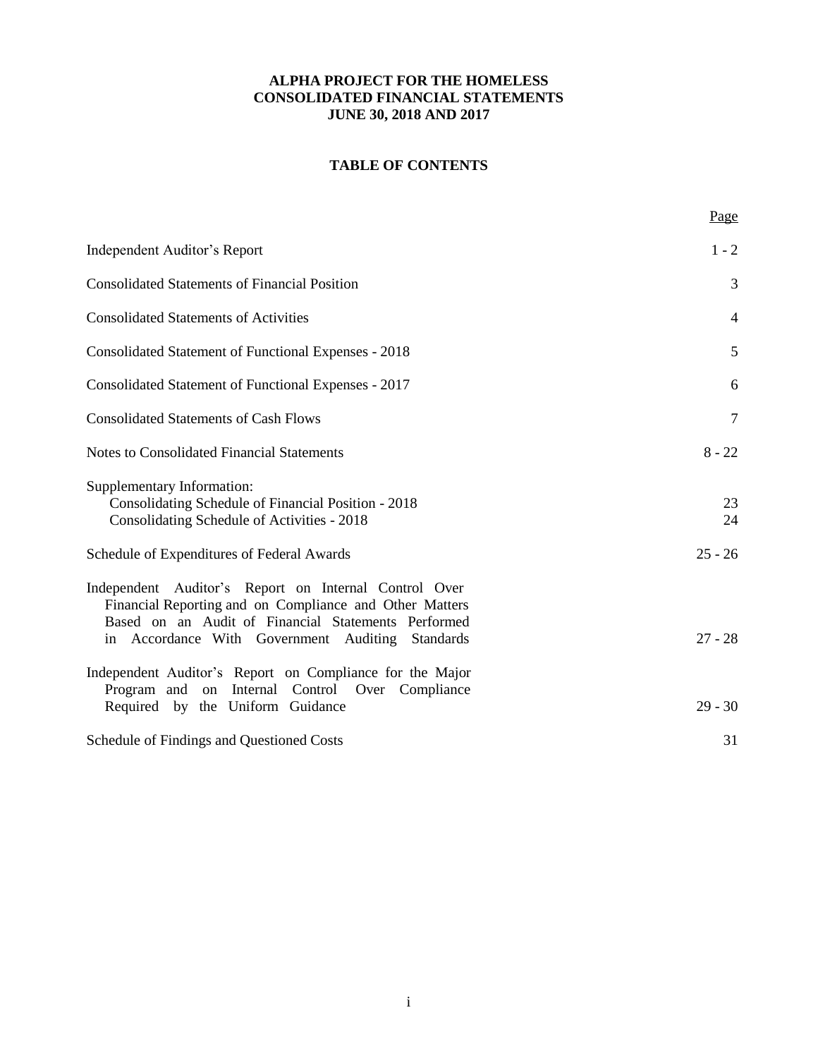**ALPHA PROJECT FOR THE HOMELESS**
**CONSOLIDATED FINANCIAL STATEMENTS**
**JUNE 30, 2018 AND 2017**

**TABLE OF CONTENTS**

| | Page |
|---|---|
| Independent Auditor's Report | 1 - 2 |
| Consolidated Statements of Financial Position | 3 |
| Consolidated Statements of Activities | 4 |
| Consolidated Statement of Functional Expenses - 2018 | 5 |
| Consolidated Statement of Functional Expenses - 2017 | 6 |
| Consolidated Statements of Cash Flows | 7 |
| Notes to Consolidated Financial Statements | 8 - 22 |
| Supplementary Information: | |
| Consolidating Schedule of Financial Position - 2018 | 23 |
| Consolidating Schedule of Activities - 2018 | 24 |
| Schedule of Expenditures of Federal Awards | 25 - 26 |
| Independent Auditor's Report on Internal Control Over Financial Reporting and on Compliance and Other Matters Based on an Audit of Financial Statements Performed in Accordance With Government Auditing Standards | 27 - 28 |
| Independent Auditor's Report on Compliance for the Major Program and on Internal Control Over Compliance Required by the Uniform Guidance | 29 - 30 |
| Schedule of Findings and Questioned Costs | 31 |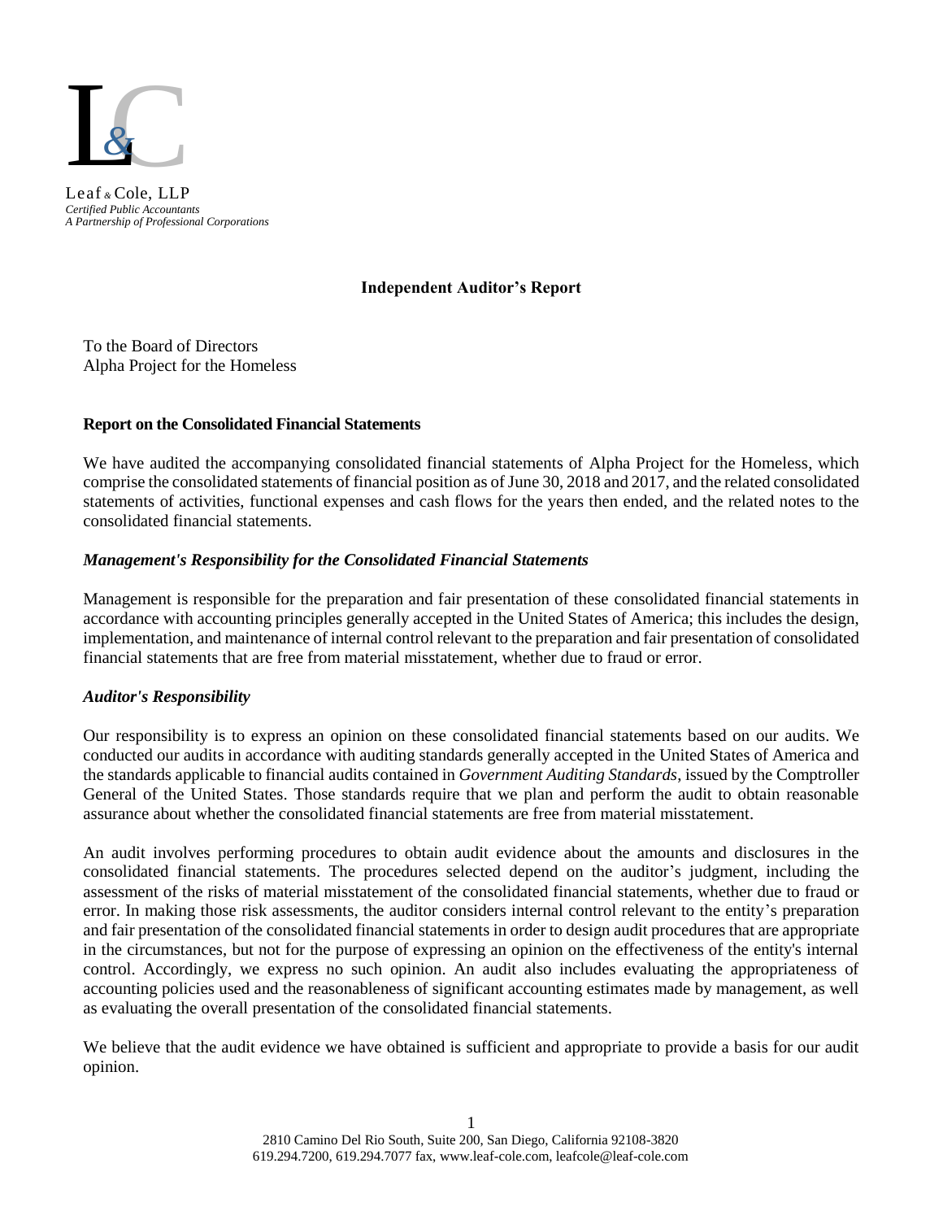Leaf & Cole, LLP
*Certified Public Accountants*
*A Partnership of Professional Corporations*

## Independent Auditor's Report

To the Board of Directors
Alpha Project for the Homeless

### Report on the Consolidated Financial Statements

We have audited the accompanying consolidated financial statements of Alpha Project for the Homeless, which comprise the consolidated statements of financial position as of June 30, 2018 and 2017, and the related consolidated statements of activities, functional expenses and cash flows for the years then ended, and the related notes to the consolidated financial statements.

### *Management's Responsibility for the Consolidated Financial Statements*

Management is responsible for the preparation and fair presentation of these consolidated financial statements in accordance with accounting principles generally accepted in the United States of America; this includes the design, implementation, and maintenance of internal control relevant to the preparation and fair presentation of consolidated financial statements that are free from material misstatement, whether due to fraud or error.

### *Auditor's Responsibility*

Our responsibility is to express an opinion on these consolidated financial statements based on our audits. We conducted our audits in accordance with auditing standards generally accepted in the United States of America and the standards applicable to financial audits contained in *Government Auditing Standards*, issued by the Comptroller General of the United States. Those standards require that we plan and perform the audit to obtain reasonable assurance about whether the consolidated financial statements are free from material misstatement.

An audit involves performing procedures to obtain audit evidence about the amounts and disclosures in the consolidated financial statements. The procedures selected depend on the auditor's judgment, including the assessment of the risks of material misstatement of the consolidated financial statements, whether due to fraud or error. In making those risk assessments, the auditor considers internal control relevant to the entity's preparation and fair presentation of the consolidated financial statements in order to design audit procedures that are appropriate in the circumstances, but not for the purpose of expressing an opinion on the effectiveness of the entity's internal control. Accordingly, we express no such opinion. An audit also includes evaluating the appropriateness of accounting policies used and the reasonableness of significant accounting estimates made by management, as well as evaluating the overall presentation of the consolidated financial statements.

We believe that the audit evidence we have obtained is sufficient and appropriate to provide a basis for our audit opinion.

2810 Camino Del Rio South, Suite 200, San Diego, California 92108-3820
619.294.7200, 619.294.7077 fax, www.leaf-cole.com, leafcole@leaf-cole.com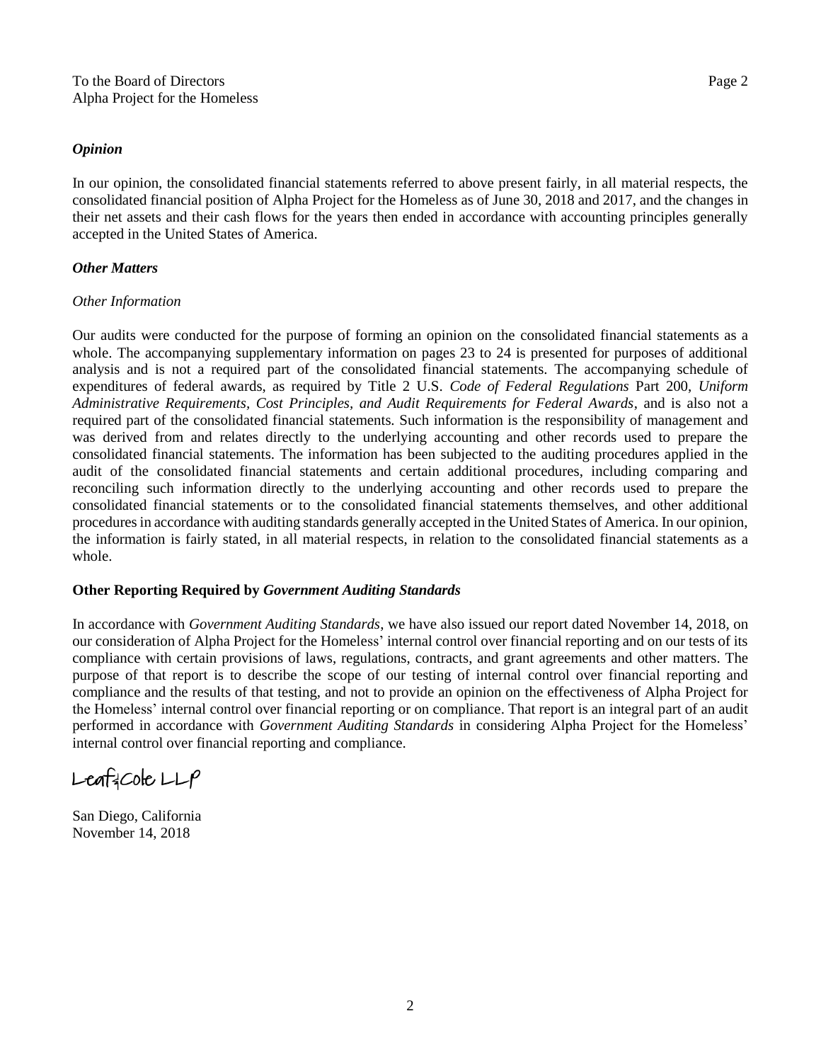To the Board of Directors
Alpha Project for the Homeless

### *Opinion*

In our opinion, the consolidated financial statements referred to above present fairly, in all material respects, the consolidated financial position of Alpha Project for the Homeless as of June 30, 2018 and 2017, and the changes in their net assets and their cash flows for the years then ended in accordance with accounting principles generally accepted in the United States of America.

### *Other Matters*

*Other Information*

Our audits were conducted for the purpose of forming an opinion on the consolidated financial statements as a whole. The accompanying supplementary information on pages 23 to 24 is presented for purposes of additional analysis and is not a required part of the consolidated financial statements. The accompanying schedule of expenditures of federal awards, as required by Title 2 U.S. *Code of Federal Regulations* Part 200, *Uniform Administrative Requirements, Cost Principles, and Audit Requirements for Federal Awards*, and is also not a required part of the consolidated financial statements. Such information is the responsibility of management and was derived from and relates directly to the underlying accounting and other records used to prepare the consolidated financial statements. The information has been subjected to the auditing procedures applied in the audit of the consolidated financial statements and certain additional procedures, including comparing and reconciling such information directly to the underlying accounting and other records used to prepare the consolidated financial statements or to the consolidated financial statements themselves, and other additional procedures in accordance with auditing standards generally accepted in the United States of America. In our opinion, the information is fairly stated, in all material respects, in relation to the consolidated financial statements as a whole.

### **Other Reporting Required by *Government Auditing Standards***

In accordance with *Government Auditing Standards*, we have also issued our report dated November 14, 2018, on our consideration of Alpha Project for the Homeless' internal control over financial reporting and on our tests of its compliance with certain provisions of laws, regulations, contracts, and grant agreements and other matters. The purpose of that report is to describe the scope of our testing of internal control over financial reporting and compliance and the results of that testing, and not to provide an opinion on the effectiveness of Alpha Project for the Homeless' internal control over financial reporting or on compliance. That report is an integral part of an audit performed in accordance with *Government Auditing Standards* in considering Alpha Project for the Homeless' internal control over financial reporting and compliance.

Leaf & Cole LLP

San Diego, California
November 14, 2018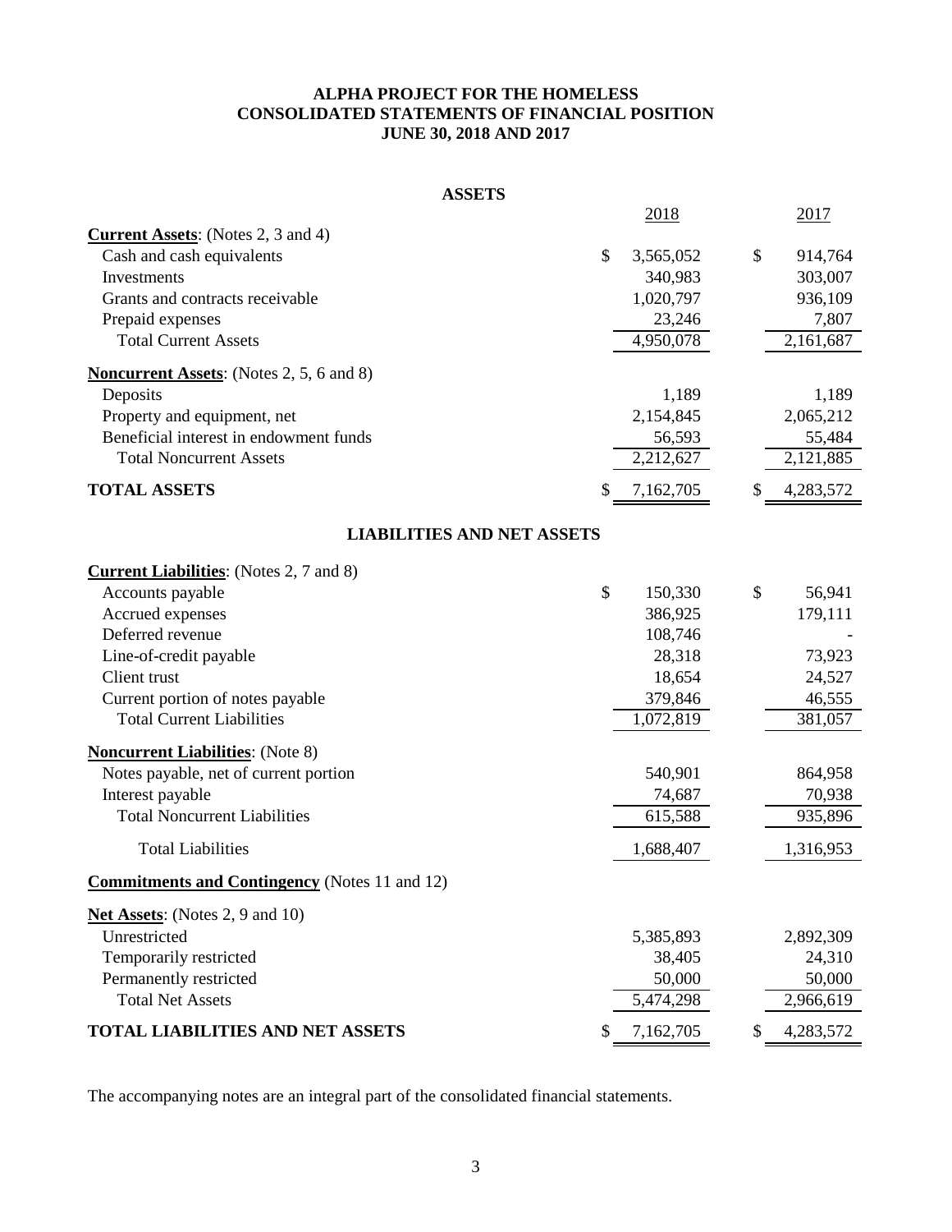# ALPHA PROJECT FOR THE HOMELESS
## CONSOLIDATED STATEMENTS OF FINANCIAL POSITION
### JUNE 30, 2018 AND 2017

**ASSETS**

| | 2018 | 2017 |
|---|---|---|
| **Current Assets**: (Notes 2, 3 and 4) | | |
| Cash and cash equivalents | $ 3,565,052 | $ 914,764 |
| Investments | 340,983 | 303,007 |
| Grants and contracts receivable | 1,020,797 | 936,109 |
| Prepaid expenses | 23,246 | 7,807 |
| Total Current Assets | 4,950,078 | 2,161,687 |
| **Noncurrent Assets**: (Notes 2, 5, 6 and 8) | | |
| Deposits | 1,189 | 1,189 |
| Property and equipment, net | 2,154,845 | 2,065,212 |
| Beneficial interest in endowment funds | 56,593 | 55,484 |
| Total Noncurrent Assets | 2,212,627 | 2,121,885 |
| **TOTAL ASSETS** | $ 7,162,705 | $ 4,283,572 |

**LIABILITIES AND NET ASSETS**

| | 2018 | 2017 |
|---|---|---|
| **Current Liabilities**: (Notes 2, 7 and 8) | | |
| Accounts payable | $ 150,330 | $ 56,941 |
| Accrued expenses | 386,925 | 179,111 |
| Deferred revenue | 108,746 | - |
| Line-of-credit payable | 28,318 | 73,923 |
| Client trust | 18,654 | 24,527 |
| Current portion of notes payable | 379,846 | 46,555 |
| Total Current Liabilities | 1,072,819 | 381,057 |
| **Noncurrent Liabilities**: (Note 8) | | |
| Notes payable, net of current portion | 540,901 | 864,958 |
| Interest payable | 74,687 | 70,938 |
| Total Noncurrent Liabilities | 615,588 | 935,896 |
| Total Liabilities | 1,688,407 | 1,316,953 |
| **Commitments and Contingency** (Notes 11 and 12) | | |
| **Net Assets**: (Notes 2, 9 and 10) | | |
| Unrestricted | 5,385,893 | 2,892,309 |
| Temporarily restricted | 38,405 | 24,310 |
| Permanently restricted | 50,000 | 50,000 |
| Total Net Assets | 5,474,298 | 2,966,619 |
| **TOTAL LIABILITIES AND NET ASSETS** | $ 7,162,705 | $ 4,283,572 |

The accompanying notes are an integral part of the consolidated financial statements.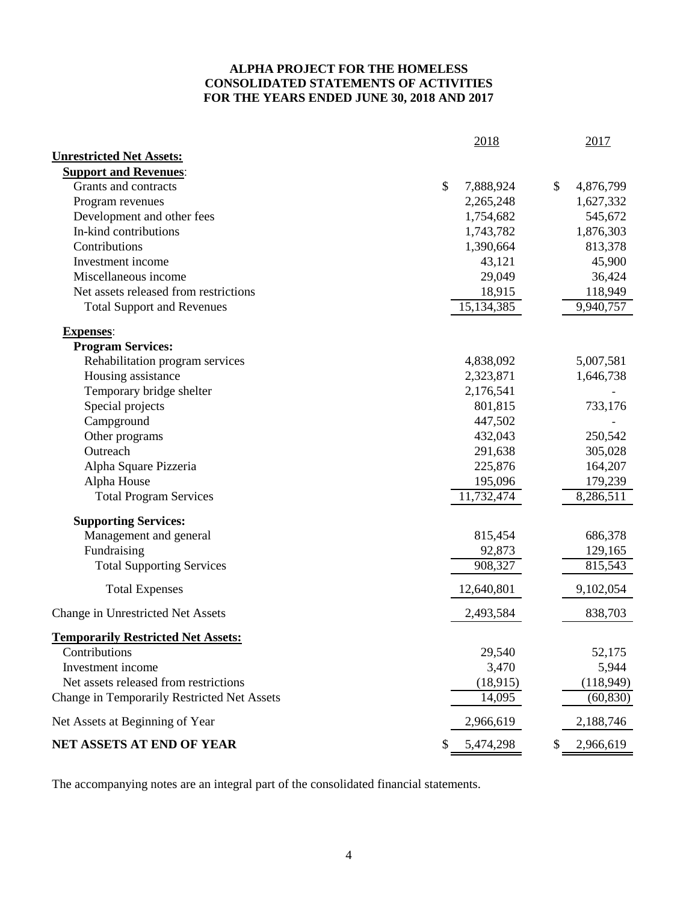# ALPHA PROJECT FOR THE HOMELESS
## CONSOLIDATED STATEMENTS OF ACTIVITIES
## FOR THE YEARS ENDED JUNE 30, 2018 AND 2017

| | 2018 | 2017 |
|---|---|---|
| **Unrestricted Net Assets:** | | |
| **Support and Revenues**: | | |
| Grants and contracts | $ 7,888,924 | $ 4,876,799 |
| Program revenues | 2,265,248 | 1,627,332 |
| Development and other fees | 1,754,682 | 545,672 |
| In-kind contributions | 1,743,782 | 1,876,303 |
| Contributions | 1,390,664 | 813,378 |
| Investment income | 43,121 | 45,900 |
| Miscellaneous income | 29,049 | 36,424 |
| Net assets released from restrictions | 18,915 | 118,949 |
| Total Support and Revenues | 15,134,385 | 9,940,757 |
| **Expenses**: | | |
| **Program Services:** | | |
| Rehabilitation program services | 4,838,092 | 5,007,581 |
| Housing assistance | 2,323,871 | 1,646,738 |
| Temporary bridge shelter | 2,176,541 | - |
| Special projects | 801,815 | 733,176 |
| Campground | 447,502 | - |
| Other programs | 432,043 | 250,542 |
| Outreach | 291,638 | 305,028 |
| Alpha Square Pizzeria | 225,876 | 164,207 |
| Alpha House | 195,096 | 179,239 |
| Total Program Services | 11,732,474 | 8,286,511 |
| **Supporting Services:** | | |
| Management and general | 815,454 | 686,378 |
| Fundraising | 92,873 | 129,165 |
| Total Supporting Services | 908,327 | 815,543 |
| Total Expenses | 12,640,801 | 9,102,054 |
| Change in Unrestricted Net Assets | 2,493,584 | 838,703 |
| **Temporarily Restricted Net Assets:** | | |
| Contributions | 29,540 | 52,175 |
| Investment income | 3,470 | 5,944 |
| Net assets released from restrictions | (18,915) | (118,949) |
| Change in Temporarily Restricted Net Assets | 14,095 | (60,830) |
| Net Assets at Beginning of Year | 2,966,619 | 2,188,746 |
| **NET ASSETS AT END OF YEAR** | $ 5,474,298 | $ 2,966,619 |

The accompanying notes are an integral part of the consolidated financial statements.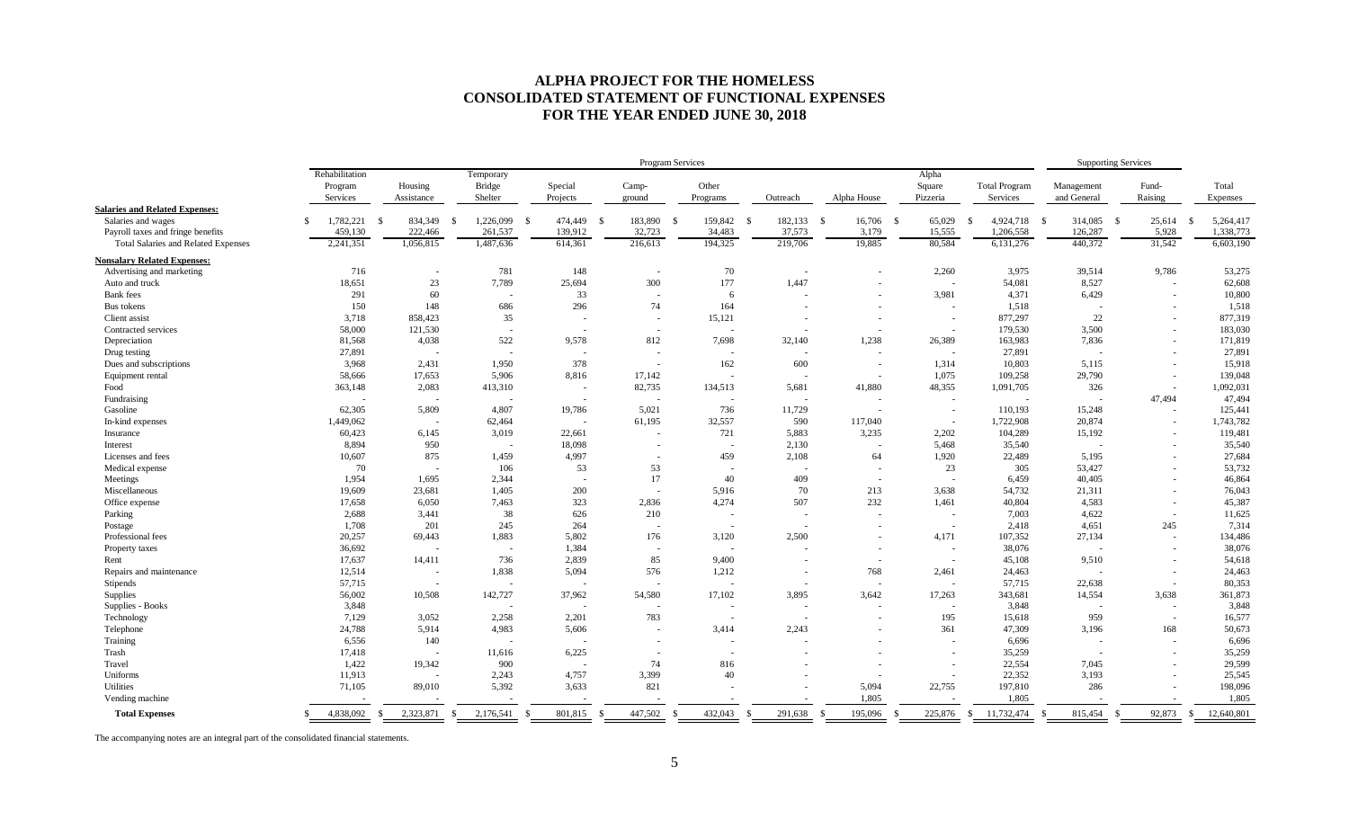# ALPHA PROJECT FOR THE HOMELESS
## CONSOLIDATED STATEMENT OF FUNCTIONAL EXPENSES
### FOR THE YEAR ENDED JUNE 30, 2018

| | Program Services | | | | | | | | | | Supporting Services | | |
|---|---|---|---|---|---|---|---|---|---|---|---|---|---|
| | Rehabilitation Program Services | Housing Assistance | Temporary Bridge Shelter | Special Projects | Camp-ground | Other Programs | Outreach | Alpha House | Alpha Square Pizzeria | Total Program Services | Management and General | Fund-Raising | Total Expenses |
| **Salaries and Related Expenses:** | | | | | | | | | | | | | |
| Salaries and wages | $ 1,782,221 | $ 834,349 | $ 1,226,099 | $ 474,449 | $ 183,890 | $ 159,842 | $ 182,133 | $ 16,706 | $ 65,029 | $ 4,924,718 | $ 314,085 | $ 25,614 | $ 5,264,417 |
| Payroll taxes and fringe benefits | 459,130 | 222,466 | 261,537 | 139,912 | 32,723 | 34,483 | 37,573 | 3,179 | 15,555 | 1,206,558 | 126,287 | 5,928 | 1,338,773 |
| Total Salaries and Related Expenses | 2,241,351 | 1,056,815 | 1,487,636 | 614,361 | 216,613 | 194,325 | 219,706 | 19,885 | 80,584 | 6,131,276 | 440,372 | 31,542 | 6,603,190 |
| **Nonsalary Related Expenses:** | | | | | | | | | | | | | |
| Advertising and marketing | 716 | - | 781 | 148 | - | 70 | - | - | 2,260 | 3,975 | 39,514 | 9,786 | 53,275 |
| Auto and truck | 18,651 | 23 | 7,789 | 25,694 | 300 | 177 | 1,447 | - | - | 54,081 | 8,527 | - | 62,608 |
| Bank fees | 291 | 60 | - | 33 | - | 6 | - | - | 3,981 | 4,371 | 6,429 | - | 10,800 |
| Bus tokens | 150 | 148 | 686 | 296 | 74 | 164 | - | - | - | 1,518 | - | - | 1,518 |
| Client assist | 3,718 | 858,423 | 35 | - | - | 15,121 | - | - | - | 877,297 | 22 | - | 877,319 |
| Contracted services | 58,000 | 121,530 | - | - | - | - | - | - | - | 179,530 | 3,500 | - | 183,030 |
| Depreciation | 81,568 | 4,038 | 522 | 9,578 | 812 | 7,698 | 32,140 | 1,238 | 26,389 | 163,983 | 7,836 | - | 171,819 |
| Drug testing | 27,891 | - | - | - | - | - | - | - | - | 27,891 | - | - | 27,891 |
| Dues and subscriptions | 3,968 | 2,431 | 1,950 | 378 | - | 162 | 600 | - | 1,314 | 10,803 | 5,115 | - | 15,918 |
| Equipment rental | 58,666 | 17,653 | 5,906 | 8,816 | 17,142 | - | - | - | 1,075 | 109,258 | 29,790 | - | 139,048 |
| Food | 363,148 | 2,083 | 413,310 | - | 82,735 | 134,513 | 5,681 | 41,880 | 48,355 | 1,091,705 | 326 | - | 1,092,031 |
| Fundraising | - | - | - | - | - | - | - | - | - | - | - | 47,494 | 47,494 |
| Gasoline | 62,305 | 5,809 | 4,807 | 19,786 | 5,021 | 736 | 11,729 | - | - | 110,193 | 15,248 | - | 125,441 |
| In-kind expenses | 1,449,062 | - | 62,464 | - | 61,195 | 32,557 | 590 | 117,040 | - | 1,722,908 | 20,874 | - | 1,743,782 |
| Insurance | 60,423 | 6,145 | 3,019 | 22,661 | - | 721 | 5,883 | 3,235 | 2,202 | 104,289 | 15,192 | - | 119,481 |
| Interest | 8,894 | 950 | - | 18,098 | - | - | 2,130 | - | 5,468 | 35,540 | - | - | 35,540 |
| Licenses and fees | 10,607 | 875 | 1,459 | 4,997 | - | 459 | 2,108 | 64 | 1,920 | 22,489 | 5,195 | - | 27,684 |
| Medical expense | 70 | - | 106 | 53 | 53 | - | - | - | 23 | 305 | 53,427 | - | 53,732 |
| Meetings | 1,954 | 1,695 | 2,344 | - | 17 | 40 | 409 | - | - | 6,459 | 40,405 | - | 46,864 |
| Miscellaneous | 19,609 | 23,681 | 1,405 | 200 | - | 5,916 | 70 | 213 | 3,638 | 54,732 | 21,311 | - | 76,043 |
| Office expense | 17,658 | 6,050 | 7,463 | 323 | 2,836 | 4,274 | 507 | 232 | 1,461 | 40,804 | 4,583 | - | 45,387 |
| Parking | 2,688 | 3,441 | 38 | 626 | 210 | - | - | - | - | 7,003 | 4,622 | - | 11,625 |
| Postage | 1,708 | 201 | 245 | 264 | - | - | - | - | - | 2,418 | 4,651 | 245 | 7,314 |
| Professional fees | 20,257 | 69,443 | 1,883 | 5,802 | 176 | 3,120 | 2,500 | - | 4,171 | 107,352 | 27,134 | - | 134,486 |
| Property taxes | 36,692 | - | - | 1,384 | - | - | - | - | - | 38,076 | - | - | 38,076 |
| Rent | 17,637 | 14,411 | 736 | 2,839 | 85 | 9,400 | - | - | - | 45,108 | 9,510 | - | 54,618 |
| Repairs and maintenance | 12,514 | - | 1,838 | 5,094 | 576 | 1,212 | - | 768 | 2,461 | 24,463 | - | - | 24,463 |
| Stipends | 57,715 | - | - | - | - | - | - | - | - | 57,715 | 22,638 | - | 80,353 |
| Supplies | 56,002 | 10,508 | 142,727 | 37,962 | 54,580 | 17,102 | 3,895 | 3,642 | 17,263 | 343,681 | 14,554 | 3,638 | 361,873 |
| Supplies - Books | 3,848 | - | - | - | - | - | - | - | - | 3,848 | - | - | 3,848 |
| Technology | 7,129 | 3,052 | 2,258 | 2,201 | 783 | - | - | - | 195 | 15,618 | 959 | - | 16,577 |
| Telephone | 24,788 | 5,914 | 4,983 | 5,606 | - | 3,414 | 2,243 | - | 361 | 47,309 | 3,196 | 168 | 50,673 |
| Training | 6,556 | 140 | - | - | - | - | - | - | - | 6,696 | - | - | 6,696 |
| Trash | 17,418 | - | 11,616 | 6,225 | - | - | - | - | - | 35,259 | - | - | 35,259 |
| Travel | 1,422 | 19,342 | 900 | - | 74 | 816 | - | - | - | 22,554 | 7,045 | - | 29,599 |
| Uniforms | 11,913 | - | 2,243 | 4,757 | 3,399 | 40 | - | - | - | 22,352 | 3,193 | - | 25,545 |
| Utilities | 71,105 | 89,010 | 5,392 | 3,633 | 821 | - | - | 5,094 | 22,755 | 197,810 | 286 | - | 198,096 |
| Vending machine | - | - | - | - | - | - | - | 1,805 | - | 1,805 | - | - | 1,805 |
| **Total Expenses** | $ 4,838,092 | $ 2,323,871 | $ 2,176,541 | $ 801,815 | $ 447,502 | $ 432,043 | $ 291,638 | $ 195,096 | $ 225,876 | $ 11,732,474 | $ 815,454 | $ 92,873 | $ 12,640,801 |

The accompanying notes are an integral part of the consolidated financial statements.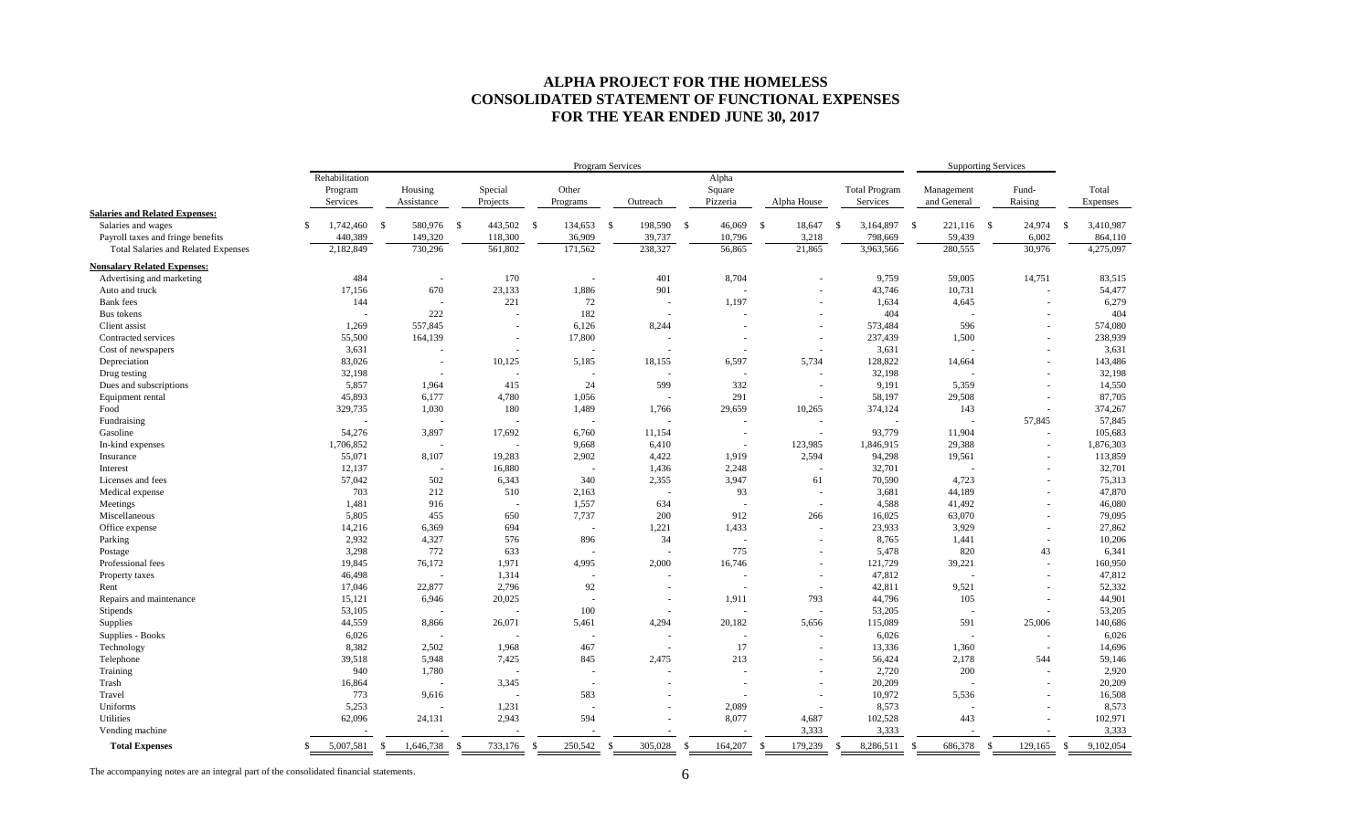# ALPHA PROJECT FOR THE HOMELESS
# CONSOLIDATED STATEMENT OF FUNCTIONAL EXPENSES
# FOR THE YEAR ENDED JUNE 30, 2017

| | Program Services | | | | | | | | Supporting Services | | |
|---|---|---|---|---|---|---|---|---|---|---|---|
| | Rehabilitation Program Services | Housing Assistance | Special Projects | Other Programs | Outreach | Alpha Square Pizzeria | Alpha House | Total Program Services | Management and General | Fund-Raising | Total Expenses |
| **Salaries and Related Expenses:** | | | | | | | | | | | |
| Salaries and wages | $ 1,742,460 | $ 580,976 | $ 443,502 | $ 134,653 | $ 198,590 | $ 46,069 | $ 18,647 | $ 3,164,897 | $ 221,116 | $ 24,974 | $ 3,410,987 |
| Payroll taxes and fringe benefits | 440,389 | 149,320 | 118,300 | 36,909 | 39,737 | 10,796 | 3,218 | 798,669 | 59,439 | 6,002 | 864,110 |
| Total Salaries and Related Expenses | 2,182,849 | 730,296 | 561,802 | 171,562 | 238,327 | 56,865 | 21,865 | 3,963,566 | 280,555 | 30,976 | 4,275,097 |
| **Nonsalary Related Expenses:** | | | | | | | | | | | |
| Advertising and marketing | 484 | - | 170 | - | 401 | 8,704 | - | 9,759 | 59,005 | 14,751 | 83,515 |
| Auto and truck | 17,156 | 670 | 23,133 | 1,886 | 901 | - | - | 43,746 | 10,731 | - | 54,477 |
| Bank fees | 144 | - | 221 | 72 | - | 1,197 | - | 1,634 | 4,645 | - | 6,279 |
| Bus tokens | - | 222 | - | 182 | - | - | - | 404 | - | - | 404 |
| Client assist | 1,269 | 557,845 | - | 6,126 | 8,244 | - | - | 573,484 | 596 | - | 574,080 |
| Contracted services | 55,500 | 164,139 | - | 17,800 | - | - | - | 237,439 | 1,500 | - | 238,939 |
| Cost of newspapers | 3,631 | - | - | - | - | - | - | 3,631 | - | - | 3,631 |
| Depreciation | 83,026 | - | 10,125 | 5,185 | 18,155 | 6,597 | 5,734 | 128,822 | 14,664 | - | 143,486 |
| Drug testing | 32,198 | - | - | - | - | - | - | 32,198 | - | - | 32,198 |
| Dues and subscriptions | 5,857 | 1,964 | 415 | 24 | 599 | 332 | - | 9,191 | 5,359 | - | 14,550 |
| Equipment rental | 45,893 | 6,177 | 4,780 | 1,056 | - | 291 | - | 58,197 | 29,508 | - | 87,705 |
| Food | 329,735 | 1,030 | 180 | 1,489 | 1,766 | 29,659 | 10,265 | 374,124 | 143 | - | 374,267 |
| Fundraising | - | - | - | - | - | - | - | - | - | 57,845 | 57,845 |
| Gasoline | 54,276 | 3,897 | 17,692 | 6,760 | 11,154 | - | - | 93,779 | 11,904 | - | 105,683 |
| In-kind expenses | 1,706,852 | - | - | 9,668 | 6,410 | - | 123,985 | 1,846,915 | 29,388 | - | 1,876,303 |
| Insurance | 55,071 | 8,107 | 19,283 | 2,902 | 4,422 | 1,919 | 2,594 | 94,298 | 19,561 | - | 113,859 |
| Interest | 12,137 | - | 16,880 | - | 1,436 | 2,248 | - | 32,701 | - | - | 32,701 |
| Licenses and fees | 57,042 | 502 | 6,343 | 340 | 2,355 | 3,947 | 61 | 70,590 | 4,723 | - | 75,313 |
| Medical expense | 703 | 212 | 510 | 2,163 | - | 93 | - | 3,681 | 44,189 | - | 47,870 |
| Meetings | 1,481 | 916 | - | 1,557 | 634 | - | - | 4,588 | 41,492 | - | 46,080 |
| Miscellaneous | 5,805 | 455 | 650 | 7,737 | 200 | 912 | 266 | 16,025 | 63,070 | - | 79,095 |
| Office expense | 14,216 | 6,369 | 694 | - | 1,221 | 1,433 | - | 23,933 | 3,929 | - | 27,862 |
| Parking | 2,932 | 4,327 | 576 | 896 | 34 | - | - | 8,765 | 1,441 | - | 10,206 |
| Postage | 3,298 | 772 | 633 | - | - | 775 | - | 5,478 | 820 | 43 | 6,341 |
| Professional fees | 19,845 | 76,172 | 1,971 | 4,995 | 2,000 | 16,746 | - | 121,729 | 39,221 | - | 160,950 |
| Property taxes | 46,498 | - | 1,314 | - | - | - | - | 47,812 | - | - | 47,812 |
| Rent | 17,046 | 22,877 | 2,796 | 92 | - | - | - | 42,811 | 9,521 | - | 52,332 |
| Repairs and maintenance | 15,121 | 6,946 | 20,025 | - | - | 1,911 | 793 | 44,796 | 105 | - | 44,901 |
| Stipends | 53,105 | - | - | 100 | - | - | - | 53,205 | - | - | 53,205 |
| Supplies | 44,559 | 8,866 | 26,071 | 5,461 | 4,294 | 20,182 | 5,656 | 115,089 | 591 | 25,006 | 140,686 |
| Supplies - Books | 6,026 | - | - | - | - | - | - | 6,026 | - | - | 6,026 |
| Technology | 8,382 | 2,502 | 1,968 | 467 | - | 17 | - | 13,336 | 1,360 | - | 14,696 |
| Telephone | 39,518 | 5,948 | 7,425 | 845 | 2,475 | 213 | - | 56,424 | 2,178 | 544 | 59,146 |
| Training | 940 | 1,780 | - | - | - | - | - | 2,720 | 200 | - | 2,920 |
| Trash | 16,864 | - | 3,345 | - | - | - | - | 20,209 | - | - | 20,209 |
| Travel | 773 | 9,616 | - | 583 | - | - | - | 10,972 | 5,536 | - | 16,508 |
| Uniforms | 5,253 | - | 1,231 | - | - | 2,089 | - | 8,573 | - | - | 8,573 |
| Utilities | 62,096 | 24,131 | 2,943 | 594 | - | 8,077 | 4,687 | 102,528 | 443 | - | 102,971 |
| Vending machine | - | - | - | - | - | - | 3,333 | 3,333 | - | - | 3,333 |
| **Total Expenses** | $ 5,007,581 | $ 1,646,738 | $ 733,176 | $ 250,542 | $ 305,028 | $ 164,207 | $ 179,239 | $ 8,286,511 | $ 686,378 | $ 129,165 | $ 9,102,054 |

The accompanying notes are an integral part of the consolidated financial statements.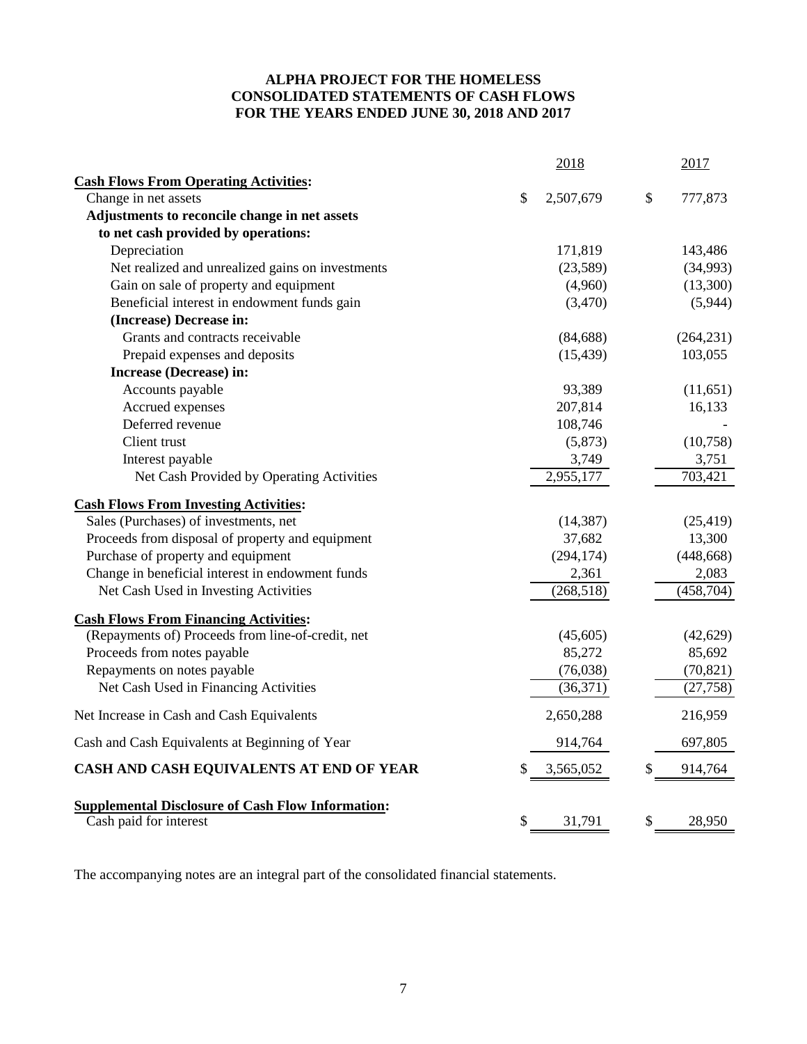# ALPHA PROJECT FOR THE HOMELESS
## CONSOLIDATED STATEMENTS OF CASH FLOWS
### FOR THE YEARS ENDED JUNE 30, 2018 AND 2017

| | 2018 | 2017 |
|---|---|---|
| **Cash Flows From Operating Activities:** | | |
| Change in net assets | $ 2,507,679 | $ 777,873 |
| **Adjustments to reconcile change in net assets to net cash provided by operations:** | | |
| Depreciation | 171,819 | 143,486 |
| Net realized and unrealized gains on investments | (23,589) | (34,993) |
| Gain on sale of property and equipment | (4,960) | (13,300) |
| Beneficial interest in endowment funds gain | (3,470) | (5,944) |
| **(Increase) Decrease in:** | | |
| Grants and contracts receivable | (84,688) | (264,231) |
| Prepaid expenses and deposits | (15,439) | 103,055 |
| **Increase (Decrease) in:** | | |
| Accounts payable | 93,389 | (11,651) |
| Accrued expenses | 207,814 | 16,133 |
| Deferred revenue | 108,746 | - |
| Client trust | (5,873) | (10,758) |
| Interest payable | 3,749 | 3,751 |
| Net Cash Provided by Operating Activities | 2,955,177 | 703,421 |
| **Cash Flows From Investing Activities:** | | |
| Sales (Purchases) of investments, net | (14,387) | (25,419) |
| Proceeds from disposal of property and equipment | 37,682 | 13,300 |
| Purchase of property and equipment | (294,174) | (448,668) |
| Change in beneficial interest in endowment funds | 2,361 | 2,083 |
| Net Cash Used in Investing Activities | (268,518) | (458,704) |
| **Cash Flows From Financing Activities:** | | |
| (Repayments of) Proceeds from line-of-credit, net | (45,605) | (42,629) |
| Proceeds from notes payable | 85,272 | 85,692 |
| Repayments on notes payable | (76,038) | (70,821) |
| Net Cash Used in Financing Activities | (36,371) | (27,758) |
| Net Increase in Cash and Cash Equivalents | 2,650,288 | 216,959 |
| Cash and Cash Equivalents at Beginning of Year | 914,764 | 697,805 |
| **CASH AND CASH EQUIVALENTS AT END OF YEAR** | $ 3,565,052 | $ 914,764 |
| **Supplemental Disclosure of Cash Flow Information:** | | |
| Cash paid for interest | $ 31,791 | $ 28,950 |

The accompanying notes are an integral part of the consolidated financial statements.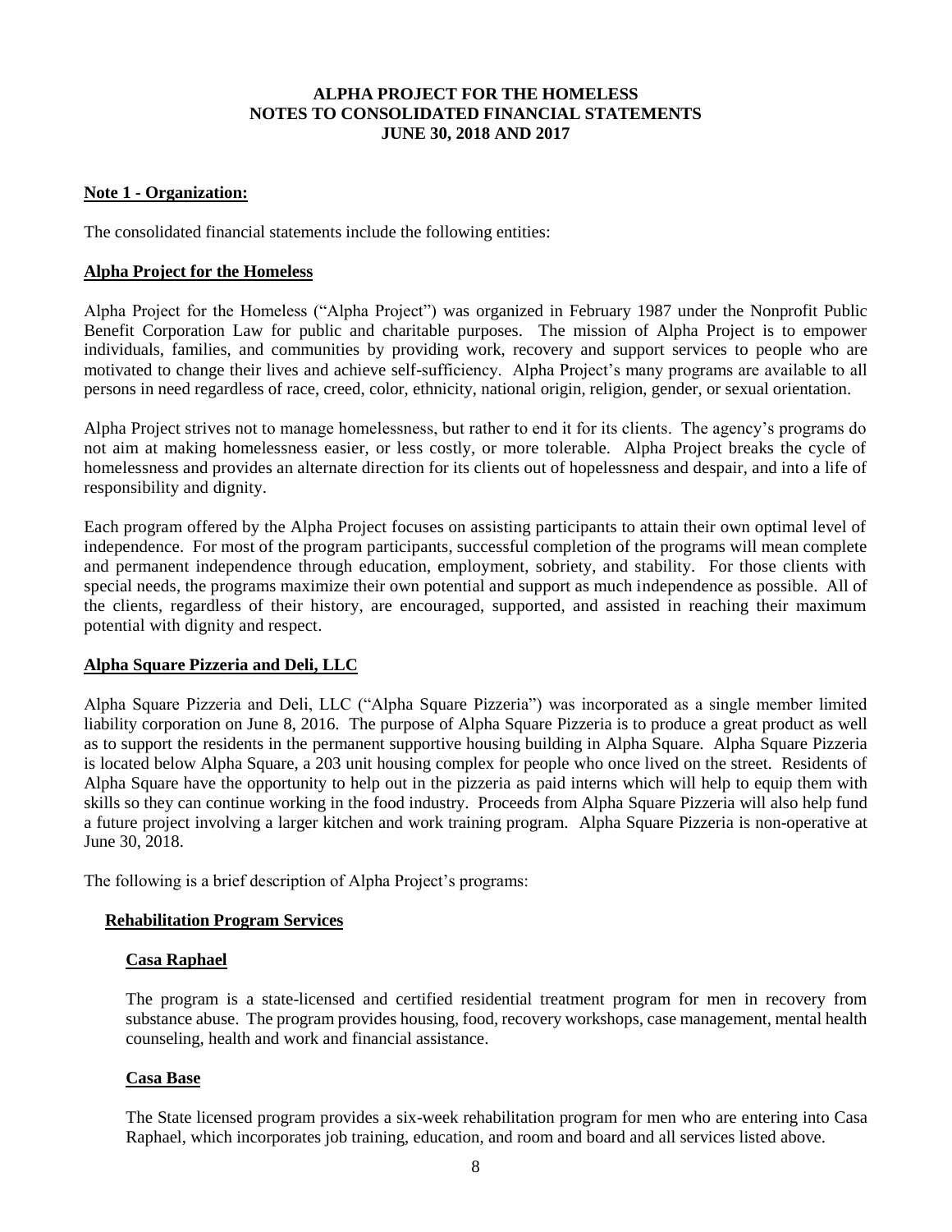# ALPHA PROJECT FOR THE HOMELESS
# NOTES TO CONSOLIDATED FINANCIAL STATEMENTS
# JUNE 30, 2018 AND 2017

## Note 1 - Organization:

The consolidated financial statements include the following entities:

### Alpha Project for the Homeless

Alpha Project for the Homeless ("Alpha Project") was organized in February 1987 under the Nonprofit Public Benefit Corporation Law for public and charitable purposes. The mission of Alpha Project is to empower individuals, families, and communities by providing work, recovery and support services to people who are motivated to change their lives and achieve self-sufficiency. Alpha Project's many programs are available to all persons in need regardless of race, creed, color, ethnicity, national origin, religion, gender, or sexual orientation.

Alpha Project strives not to manage homelessness, but rather to end it for its clients. The agency's programs do not aim at making homelessness easier, or less costly, or more tolerable. Alpha Project breaks the cycle of homelessness and provides an alternate direction for its clients out of hopelessness and despair, and into a life of responsibility and dignity.

Each program offered by the Alpha Project focuses on assisting participants to attain their own optimal level of independence. For most of the program participants, successful completion of the programs will mean complete and permanent independence through education, employment, sobriety, and stability. For those clients with special needs, the programs maximize their own potential and support as much independence as possible. All of the clients, regardless of their history, are encouraged, supported, and assisted in reaching their maximum potential with dignity and respect.

### Alpha Square Pizzeria and Deli, LLC

Alpha Square Pizzeria and Deli, LLC ("Alpha Square Pizzeria") was incorporated as a single member limited liability corporation on June 8, 2016. The purpose of Alpha Square Pizzeria is to produce a great product as well as to support the residents in the permanent supportive housing building in Alpha Square. Alpha Square Pizzeria is located below Alpha Square, a 203 unit housing complex for people who once lived on the street. Residents of Alpha Square have the opportunity to help out in the pizzeria as paid interns which will help to equip them with skills so they can continue working in the food industry. Proceeds from Alpha Square Pizzeria will also help fund a future project involving a larger kitchen and work training program. Alpha Square Pizzeria is non-operative at June 30, 2018.

The following is a brief description of Alpha Project's programs:

#### Rehabilitation Program Services

##### Casa Raphael

The program is a state-licensed and certified residential treatment program for men in recovery from substance abuse. The program provides housing, food, recovery workshops, case management, mental health counseling, health and work and financial assistance.

##### Casa Base

The State licensed program provides a six-week rehabilitation program for men who are entering into Casa Raphael, which incorporates job training, education, and room and board and all services listed above.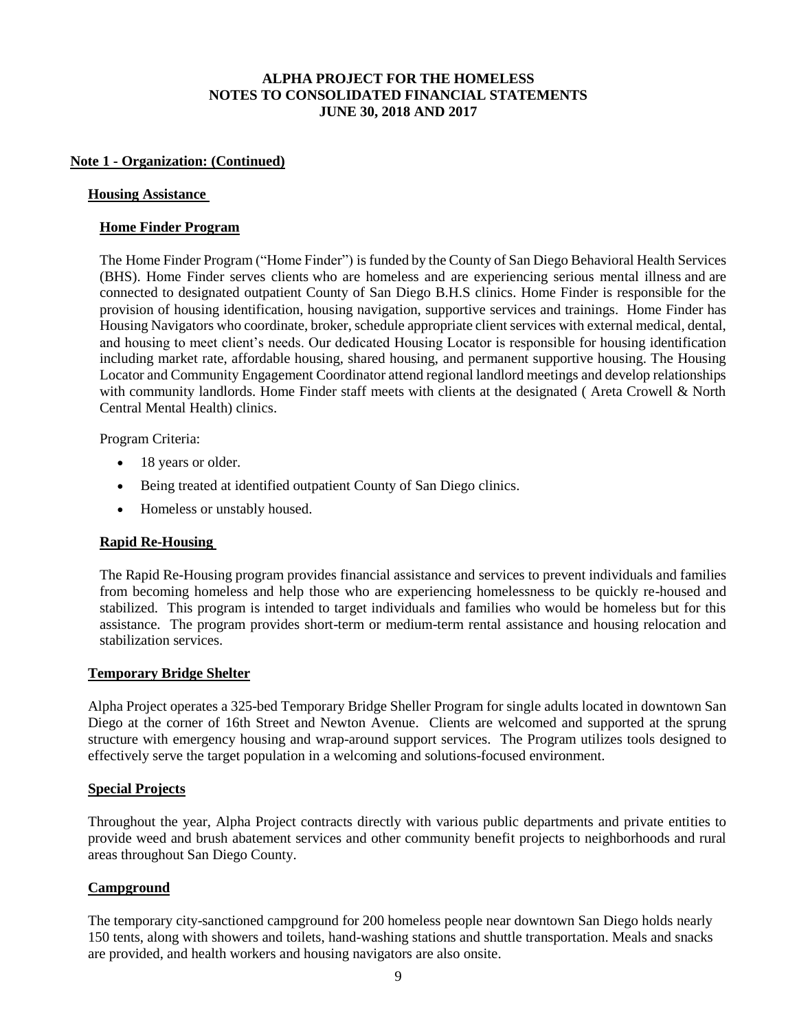## Note 1 - Organization: (Continued)

### Housing Assistance

#### Home Finder Program

The Home Finder Program ("Home Finder") is funded by the County of San Diego Behavioral Health Services (BHS). Home Finder serves clients who are homeless and are experiencing serious mental illness and are connected to designated outpatient County of San Diego B.H.S clinics. Home Finder is responsible for the provision of housing identification, housing navigation, supportive services and trainings. Home Finder has Housing Navigators who coordinate, broker, schedule appropriate client services with external medical, dental, and housing to meet client's needs. Our dedicated Housing Locator is responsible for housing identification including market rate, affordable housing, shared housing, and permanent supportive housing. The Housing Locator and Community Engagement Coordinator attend regional landlord meetings and develop relationships with community landlords. Home Finder staff meets with clients at the designated ( Areta Crowell & North Central Mental Health) clinics.

Program Criteria:

- 18 years or older.
- Being treated at identified outpatient County of San Diego clinics.
- Homeless or unstably housed.

#### Rapid Re-Housing

The Rapid Re-Housing program provides financial assistance and services to prevent individuals and families from becoming homeless and help those who are experiencing homelessness to be quickly re-housed and stabilized. This program is intended to target individuals and families who would be homeless but for this assistance. The program provides short-term or medium-term rental assistance and housing relocation and stabilization services.

### Temporary Bridge Shelter

Alpha Project operates a 325-bed Temporary Bridge Sheller Program for single adults located in downtown San Diego at the corner of 16th Street and Newton Avenue. Clients are welcomed and supported at the sprung structure with emergency housing and wrap-around support services. The Program utilizes tools designed to effectively serve the target population in a welcoming and solutions-focused environment.

### Special Projects

Throughout the year, Alpha Project contracts directly with various public departments and private entities to provide weed and brush abatement services and other community benefit projects to neighborhoods and rural areas throughout San Diego County.

### Campground

The temporary city-sanctioned campground for 200 homeless people near downtown San Diego holds nearly 150 tents, along with showers and toilets, hand-washing stations and shuttle transportation. Meals and snacks are provided, and health workers and housing navigators are also onsite.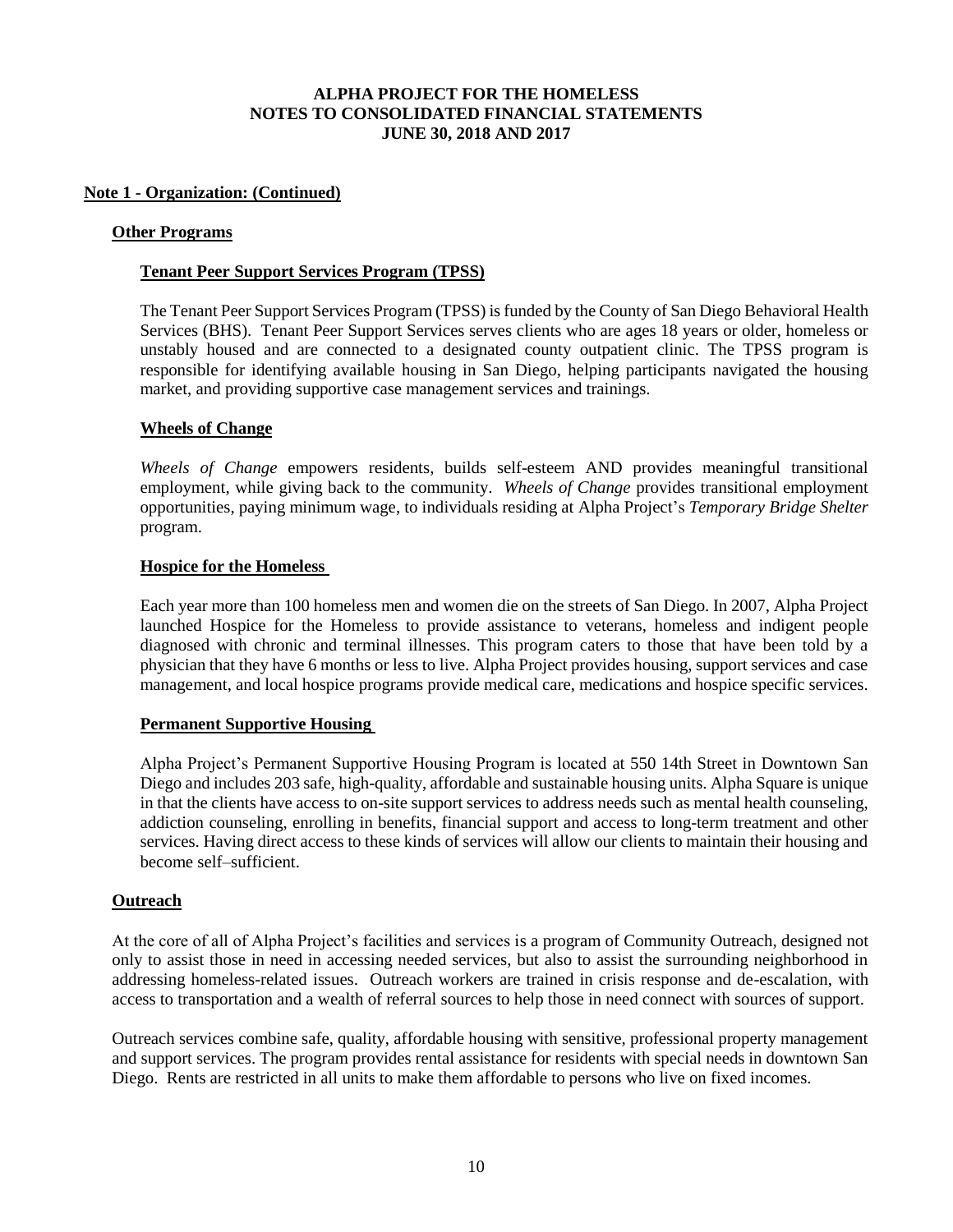# ALPHA PROJECT FOR THE HOMELESS
# NOTES TO CONSOLIDATED FINANCIAL STATEMENTS
# JUNE 30, 2018 AND 2017

## Note 1 - Organization: (Continued)

### Other Programs

#### Tenant Peer Support Services Program (TPSS)

The Tenant Peer Support Services Program (TPSS) is funded by the County of San Diego Behavioral Health Services (BHS). Tenant Peer Support Services serves clients who are ages 18 years or older, homeless or unstably housed and are connected to a designated county outpatient clinic. The TPSS program is responsible for identifying available housing in San Diego, helping participants navigated the housing market, and providing supportive case management services and trainings.

#### Wheels of Change

*Wheels of Change* empowers residents, builds self-esteem AND provides meaningful transitional employment, while giving back to the community. *Wheels of Change* provides transitional employment opportunities, paying minimum wage, to individuals residing at Alpha Project's *Temporary Bridge Shelter* program.

#### Hospice for the Homeless

Each year more than 100 homeless men and women die on the streets of San Diego. In 2007, Alpha Project launched Hospice for the Homeless to provide assistance to veterans, homeless and indigent people diagnosed with chronic and terminal illnesses. This program caters to those that have been told by a physician that they have 6 months or less to live. Alpha Project provides housing, support services and case management, and local hospice programs provide medical care, medications and hospice specific services.

#### Permanent Supportive Housing

Alpha Project's Permanent Supportive Housing Program is located at 550 14th Street in Downtown San Diego and includes 203 safe, high-quality, affordable and sustainable housing units. Alpha Square is unique in that the clients have access to on-site support services to address needs such as mental health counseling, addiction counseling, enrolling in benefits, financial support and access to long-term treatment and other services. Having direct access to these kinds of services will allow our clients to maintain their housing and become self–sufficient.

### Outreach

At the core of all of Alpha Project's facilities and services is a program of Community Outreach, designed not only to assist those in need in accessing needed services, but also to assist the surrounding neighborhood in addressing homeless-related issues. Outreach workers are trained in crisis response and de-escalation, with access to transportation and a wealth of referral sources to help those in need connect with sources of support.

Outreach services combine safe, quality, affordable housing with sensitive, professional property management and support services. The program provides rental assistance for residents with special needs in downtown San Diego. Rents are restricted in all units to make them affordable to persons who live on fixed incomes.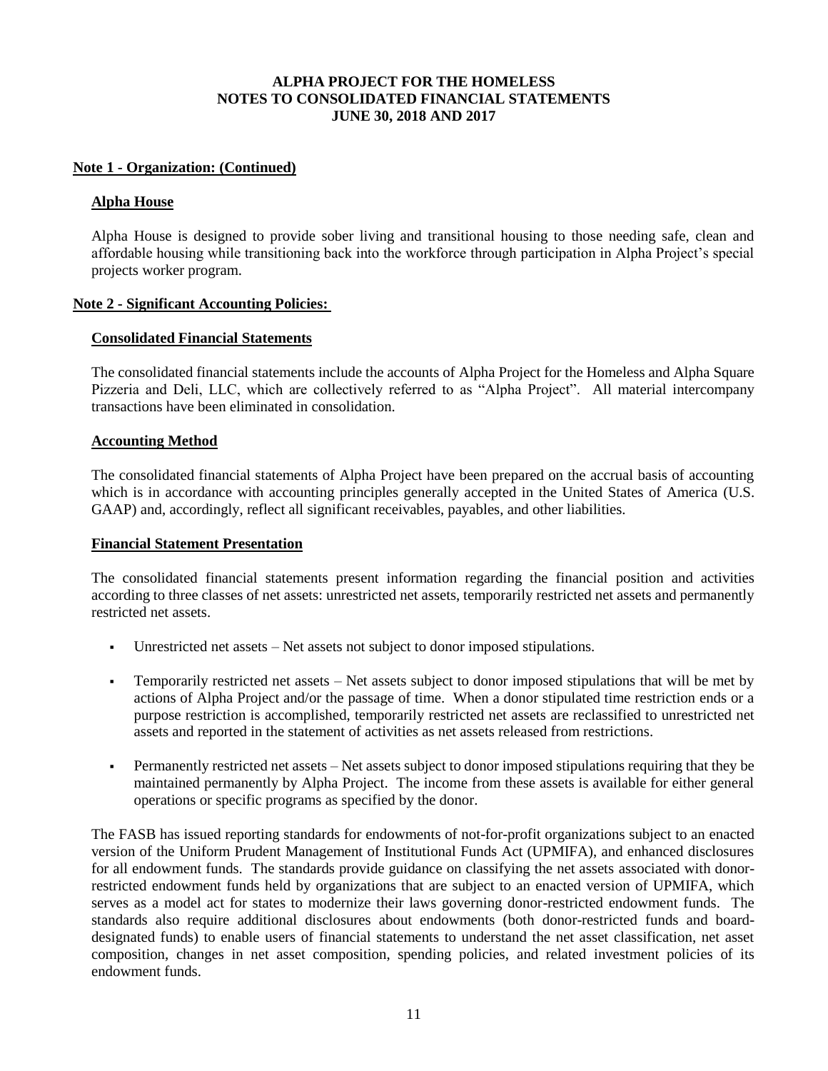## Note 1 - Organization: (Continued)

### Alpha House

Alpha House is designed to provide sober living and transitional housing to those needing safe, clean and affordable housing while transitioning back into the workforce through participation in Alpha Project's special projects worker program.

## Note 2 - Significant Accounting Policies:

### Consolidated Financial Statements

The consolidated financial statements include the accounts of Alpha Project for the Homeless and Alpha Square Pizzeria and Deli, LLC, which are collectively referred to as "Alpha Project". All material intercompany transactions have been eliminated in consolidation.

### Accounting Method

The consolidated financial statements of Alpha Project have been prepared on the accrual basis of accounting which is in accordance with accounting principles generally accepted in the United States of America (U.S. GAAP) and, accordingly, reflect all significant receivables, payables, and other liabilities.

### Financial Statement Presentation

The consolidated financial statements present information regarding the financial position and activities according to three classes of net assets: unrestricted net assets, temporarily restricted net assets and permanently restricted net assets.

- Unrestricted net assets – Net assets not subject to donor imposed stipulations.
- Temporarily restricted net assets – Net assets subject to donor imposed stipulations that will be met by actions of Alpha Project and/or the passage of time. When a donor stipulated time restriction ends or a purpose restriction is accomplished, temporarily restricted net assets are reclassified to unrestricted net assets and reported in the statement of activities as net assets released from restrictions.
- Permanently restricted net assets – Net assets subject to donor imposed stipulations requiring that they be maintained permanently by Alpha Project. The income from these assets is available for either general operations or specific programs as specified by the donor.

The FASB has issued reporting standards for endowments of not-for-profit organizations subject to an enacted version of the Uniform Prudent Management of Institutional Funds Act (UPMIFA), and enhanced disclosures for all endowment funds. The standards provide guidance on classifying the net assets associated with donor-restricted endowment funds held by organizations that are subject to an enacted version of UPMIFA, which serves as a model act for states to modernize their laws governing donor-restricted endowment funds. The standards also require additional disclosures about endowments (both donor-restricted funds and board-designated funds) to enable users of financial statements to understand the net asset classification, net asset composition, changes in net asset composition, spending policies, and related investment policies of its endowment funds.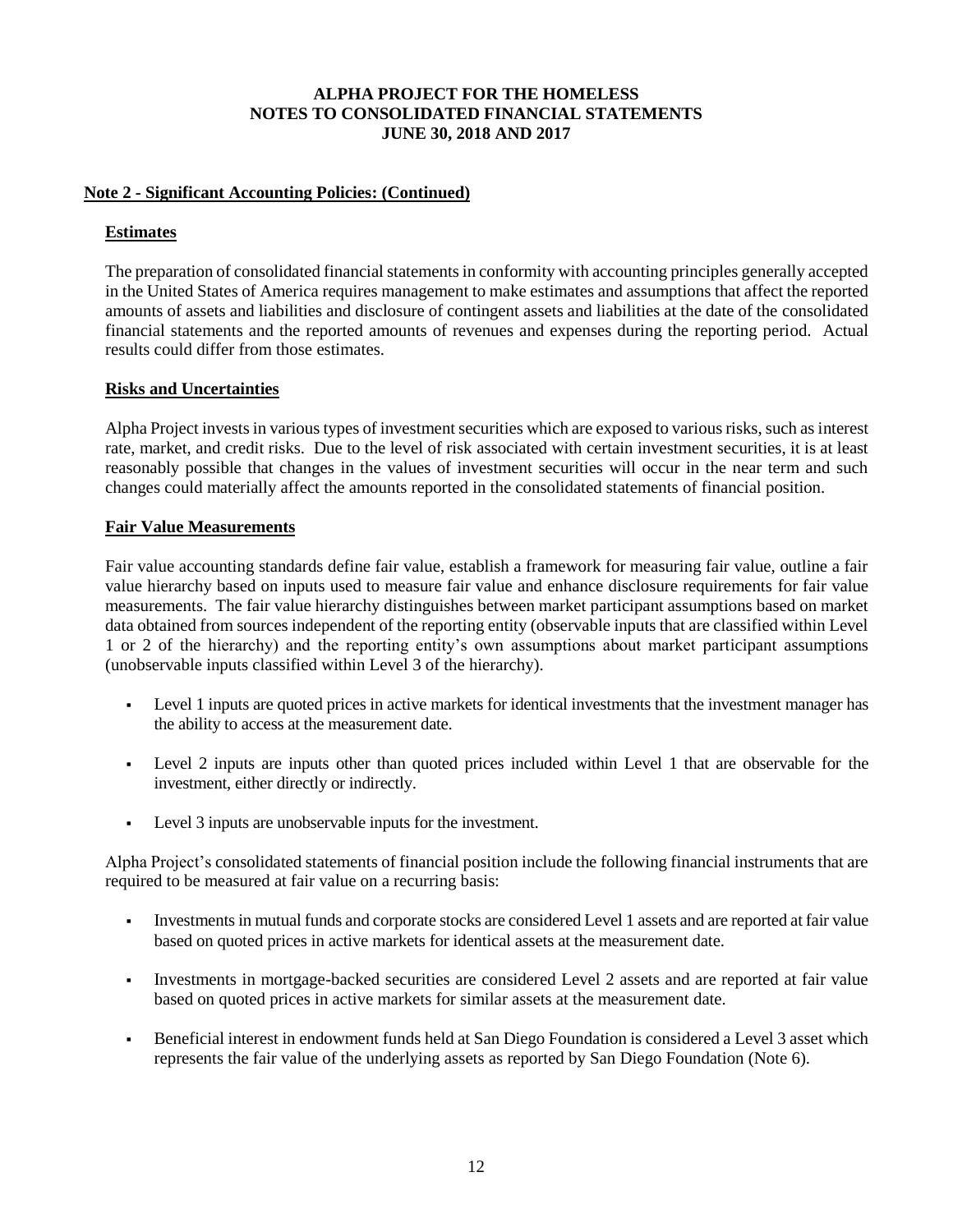## Note 2 - Significant Accounting Policies: (Continued)

### Estimates

The preparation of consolidated financial statements in conformity with accounting principles generally accepted in the United States of America requires management to make estimates and assumptions that affect the reported amounts of assets and liabilities and disclosure of contingent assets and liabilities at the date of the consolidated financial statements and the reported amounts of revenues and expenses during the reporting period. Actual results could differ from those estimates.

### Risks and Uncertainties

Alpha Project invests in various types of investment securities which are exposed to various risks, such as interest rate, market, and credit risks. Due to the level of risk associated with certain investment securities, it is at least reasonably possible that changes in the values of investment securities will occur in the near term and such changes could materially affect the amounts reported in the consolidated statements of financial position.

### Fair Value Measurements

Fair value accounting standards define fair value, establish a framework for measuring fair value, outline a fair value hierarchy based on inputs used to measure fair value and enhance disclosure requirements for fair value measurements. The fair value hierarchy distinguishes between market participant assumptions based on market data obtained from sources independent of the reporting entity (observable inputs that are classified within Level 1 or 2 of the hierarchy) and the reporting entity's own assumptions about market participant assumptions (unobservable inputs classified within Level 3 of the hierarchy).

- Level 1 inputs are quoted prices in active markets for identical investments that the investment manager has the ability to access at the measurement date.
- Level 2 inputs are inputs other than quoted prices included within Level 1 that are observable for the investment, either directly or indirectly.
- Level 3 inputs are unobservable inputs for the investment.

Alpha Project's consolidated statements of financial position include the following financial instruments that are required to be measured at fair value on a recurring basis:

- Investments in mutual funds and corporate stocks are considered Level 1 assets and are reported at fair value based on quoted prices in active markets for identical assets at the measurement date.
- Investments in mortgage-backed securities are considered Level 2 assets and are reported at fair value based on quoted prices in active markets for similar assets at the measurement date.
- Beneficial interest in endowment funds held at San Diego Foundation is considered a Level 3 asset which represents the fair value of the underlying assets as reported by San Diego Foundation (Note 6).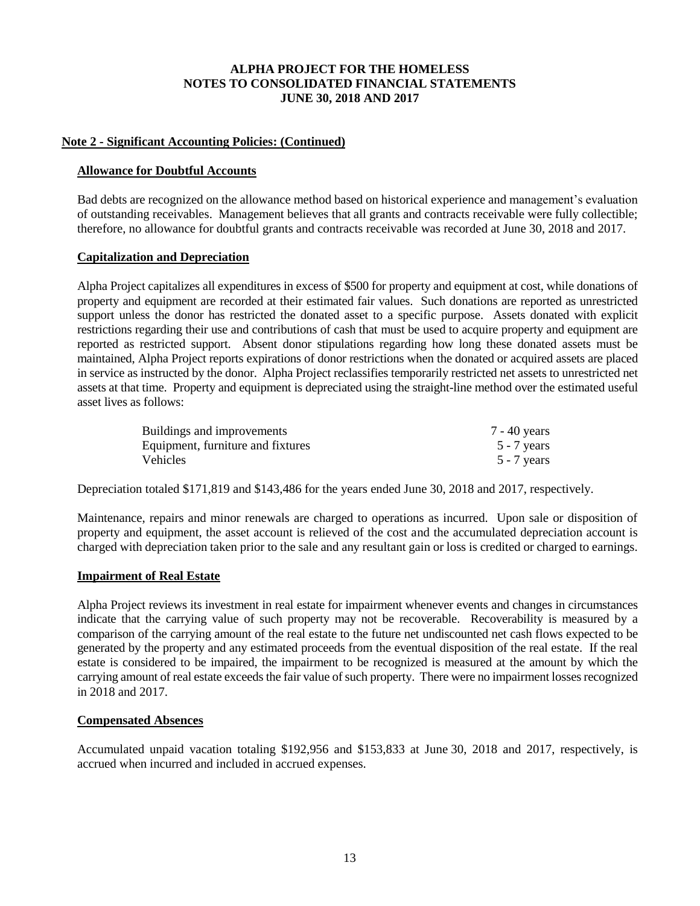**ALPHA PROJECT FOR THE HOMELESS**
**NOTES TO CONSOLIDATED FINANCIAL STATEMENTS**
**JUNE 30, 2018 AND 2017**

**Note 2 - Significant Accounting Policies: (Continued)**

**Allowance for Doubtful Accounts**

Bad debts are recognized on the allowance method based on historical experience and management's evaluation of outstanding receivables. Management believes that all grants and contracts receivable were fully collectible; therefore, no allowance for doubtful grants and contracts receivable was recorded at June 30, 2018 and 2017.

**Capitalization and Depreciation**

Alpha Project capitalizes all expenditures in excess of $500 for property and equipment at cost, while donations of property and equipment are recorded at their estimated fair values. Such donations are reported as unrestricted support unless the donor has restricted the donated asset to a specific purpose. Assets donated with explicit restrictions regarding their use and contributions of cash that must be used to acquire property and equipment are reported as restricted support. Absent donor stipulations regarding how long these donated assets must be maintained, Alpha Project reports expirations of donor restrictions when the donated or acquired assets are placed in service as instructed by the donor. Alpha Project reclassifies temporarily restricted net assets to unrestricted net assets at that time. Property and equipment is depreciated using the straight-line method over the estimated useful asset lives as follows:

| | |
|---|---|
| Buildings and improvements | 7 - 40 years |
| Equipment, furniture and fixtures | 5 - 7 years |
| Vehicles | 5 - 7 years |

Depreciation totaled $171,819 and $143,486 for the years ended June 30, 2018 and 2017, respectively.

Maintenance, repairs and minor renewals are charged to operations as incurred. Upon sale or disposition of property and equipment, the asset account is relieved of the cost and the accumulated depreciation account is charged with depreciation taken prior to the sale and any resultant gain or loss is credited or charged to earnings.

**Impairment of Real Estate**

Alpha Project reviews its investment in real estate for impairment whenever events and changes in circumstances indicate that the carrying value of such property may not be recoverable. Recoverability is measured by a comparison of the carrying amount of the real estate to the future net undiscounted net cash flows expected to be generated by the property and any estimated proceeds from the eventual disposition of the real estate. If the real estate is considered to be impaired, the impairment to be recognized is measured at the amount by which the carrying amount of real estate exceeds the fair value of such property. There were no impairment losses recognized in 2018 and 2017.

**Compensated Absences**

Accumulated unpaid vacation totaling $192,956 and $153,833 at June 30, 2018 and 2017, respectively, is accrued when incurred and included in accrued expenses.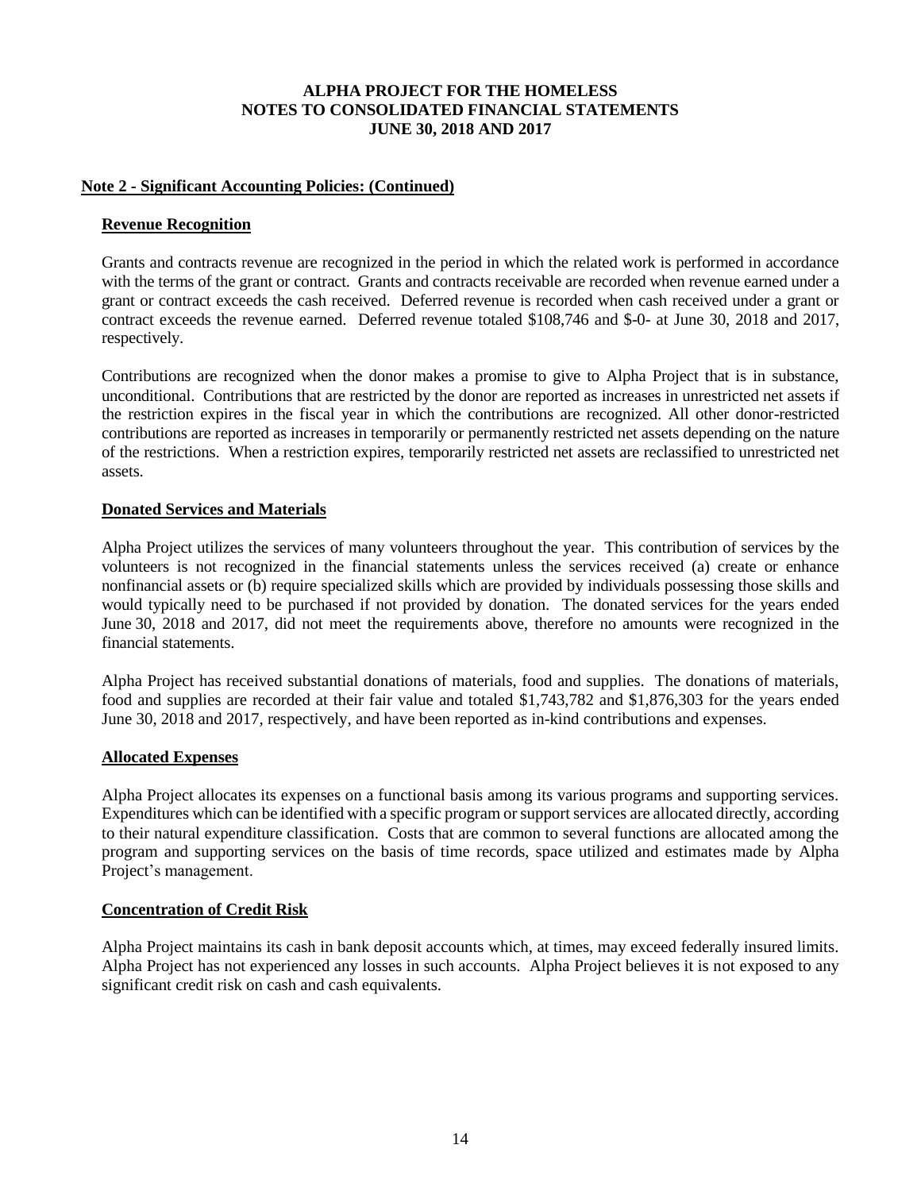# ALPHA PROJECT FOR THE HOMELESS
## NOTES TO CONSOLIDATED FINANCIAL STATEMENTS
## JUNE 30, 2018 AND 2017

**Note 2 - Significant Accounting Policies: (Continued)**

**Revenue Recognition**

Grants and contracts revenue are recognized in the period in which the related work is performed in accordance with the terms of the grant or contract. Grants and contracts receivable are recorded when revenue earned under a grant or contract exceeds the cash received. Deferred revenue is recorded when cash received under a grant or contract exceeds the revenue earned. Deferred revenue totaled $108,746 and $-0- at June 30, 2018 and 2017, respectively.

Contributions are recognized when the donor makes a promise to give to Alpha Project that is in substance, unconditional. Contributions that are restricted by the donor are reported as increases in unrestricted net assets if the restriction expires in the fiscal year in which the contributions are recognized. All other donor-restricted contributions are reported as increases in temporarily or permanently restricted net assets depending on the nature of the restrictions. When a restriction expires, temporarily restricted net assets are reclassified to unrestricted net assets.

**Donated Services and Materials**

Alpha Project utilizes the services of many volunteers throughout the year. This contribution of services by the volunteers is not recognized in the financial statements unless the services received (a) create or enhance nonfinancial assets or (b) require specialized skills which are provided by individuals possessing those skills and would typically need to be purchased if not provided by donation. The donated services for the years ended June 30, 2018 and 2017, did not meet the requirements above, therefore no amounts were recognized in the financial statements.

Alpha Project has received substantial donations of materials, food and supplies. The donations of materials, food and supplies are recorded at their fair value and totaled $1,743,782 and $1,876,303 for the years ended June 30, 2018 and 2017, respectively, and have been reported as in-kind contributions and expenses.

**Allocated Expenses**

Alpha Project allocates its expenses on a functional basis among its various programs and supporting services. Expenditures which can be identified with a specific program or support services are allocated directly, according to their natural expenditure classification. Costs that are common to several functions are allocated among the program and supporting services on the basis of time records, space utilized and estimates made by Alpha Project's management.

**Concentration of Credit Risk**

Alpha Project maintains its cash in bank deposit accounts which, at times, may exceed federally insured limits. Alpha Project has not experienced any losses in such accounts. Alpha Project believes it is not exposed to any significant credit risk on cash and cash equivalents.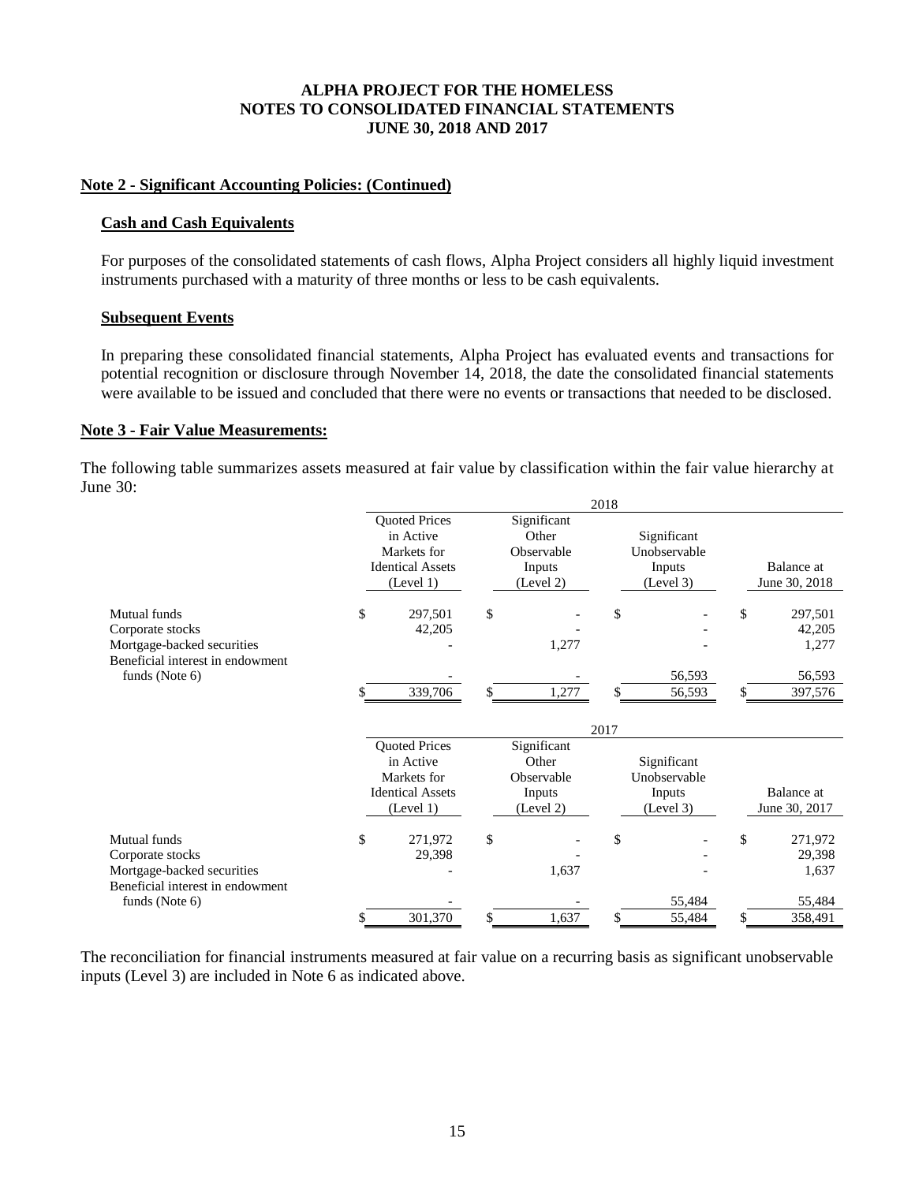**ALPHA PROJECT FOR THE HOMELESS**
**NOTES TO CONSOLIDATED FINANCIAL STATEMENTS**
**JUNE 30, 2018 AND 2017**

## Note 2 - Significant Accounting Policies: (Continued)

### Cash and Cash Equivalents

For purposes of the consolidated statements of cash flows, Alpha Project considers all highly liquid investment instruments purchased with a maturity of three months or less to be cash equivalents.

### Subsequent Events

In preparing these consolidated financial statements, Alpha Project has evaluated events and transactions for potential recognition or disclosure through November 14, 2018, the date the consolidated financial statements were available to be issued and concluded that there were no events or transactions that needed to be disclosed.

## Note 3 - Fair Value Measurements:

The following table summarizes assets measured at fair value by classification within the fair value hierarchy at June 30:

| | 2018 | | | |
|---|---|---|---|---|
| | Quoted Prices in Active Markets for Identical Assets (Level 1) | Significant Other Observable Inputs (Level 2) | Significant Unobservable Inputs (Level 3) | Balance at June 30, 2018 |
| Mutual funds | $ 297,501 | $ - | $ - | $ 297,501 |
| Corporate stocks | 42,205 | - | - | 42,205 |
| Mortgage-backed securities | - | 1,277 | - | 1,277 |
| Beneficial interest in endowment funds (Note 6) | - | - | 56,593 | 56,593 |
| | $ 339,706 | $ 1,277 | $ 56,593 | $ 397,576 |

| | 2017 | | | |
|---|---|---|---|---|
| | Quoted Prices in Active Markets for Identical Assets (Level 1) | Significant Other Observable Inputs (Level 2) | Significant Unobservable Inputs (Level 3) | Balance at June 30, 2017 |
| Mutual funds | $ 271,972 | $ - | $ - | $ 271,972 |
| Corporate stocks | 29,398 | - | - | 29,398 |
| Mortgage-backed securities | - | 1,637 | - | 1,637 |
| Beneficial interest in endowment funds (Note 6) | - | - | 55,484 | 55,484 |
| | $ 301,370 | $ 1,637 | $ 55,484 | $ 358,491 |

The reconciliation for financial instruments measured at fair value on a recurring basis as significant unobservable inputs (Level 3) are included in Note 6 as indicated above.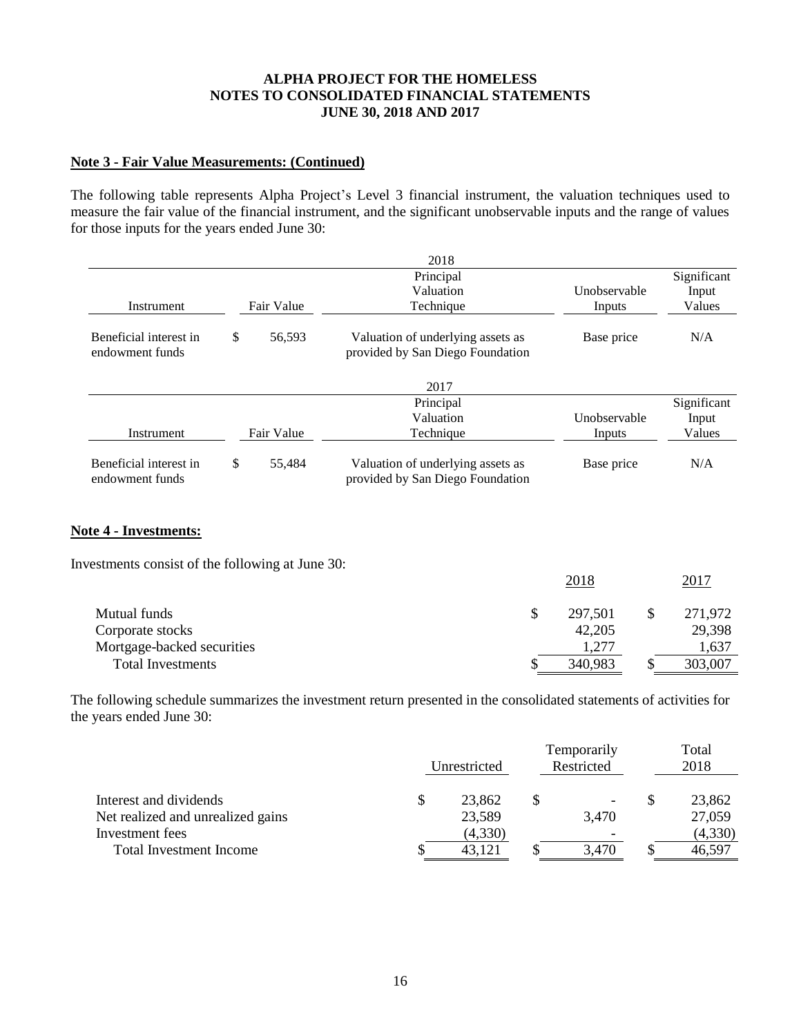**ALPHA PROJECT FOR THE HOMELESS**
**NOTES TO CONSOLIDATED FINANCIAL STATEMENTS**
**JUNE 30, 2018 AND 2017**

**Note 3 - Fair Value Measurements: (Continued)**

The following table represents Alpha Project's Level 3 financial instrument, the valuation techniques used to measure the fair value of the financial instrument, and the significant unobservable inputs and the range of values for those inputs for the years ended June 30:

**2018**

| Instrument | Fair Value | Principal Valuation Technique | Unobservable Inputs | Significant Input Values |
|---|---|---|---|---|
| Beneficial interest in endowment funds | $ 56,593 | Valuation of underlying assets as provided by San Diego Foundation | Base price | N/A |

**2017**

| Instrument | Fair Value | Principal Valuation Technique | Unobservable Inputs | Significant Input Values |
|---|---|---|---|---|
| Beneficial interest in endowment funds | $ 55,484 | Valuation of underlying assets as provided by San Diego Foundation | Base price | N/A |

**Note 4 - Investments:**

Investments consist of the following at June 30:

| | 2018 | 2017 |
|---|---|---|
| Mutual funds | $ 297,501 | $ 271,972 |
| Corporate stocks | 42,205 | 29,398 |
| Mortgage-backed securities | 1,277 | 1,637 |
| Total Investments | $ 340,983 | $ 303,007 |

The following schedule summarizes the investment return presented in the consolidated statements of activities for the years ended June 30:

| | Unrestricted | Temporarily Restricted | Total 2018 |
|---|---|---|---|
| Interest and dividends | $ 23,862 | $ - | $ 23,862 |
| Net realized and unrealized gains | 23,589 | 3,470 | 27,059 |
| Investment fees | (4,330) | - | (4,330) |
| Total Investment Income | $ 43,121 | $ 3,470 | $ 46,597 |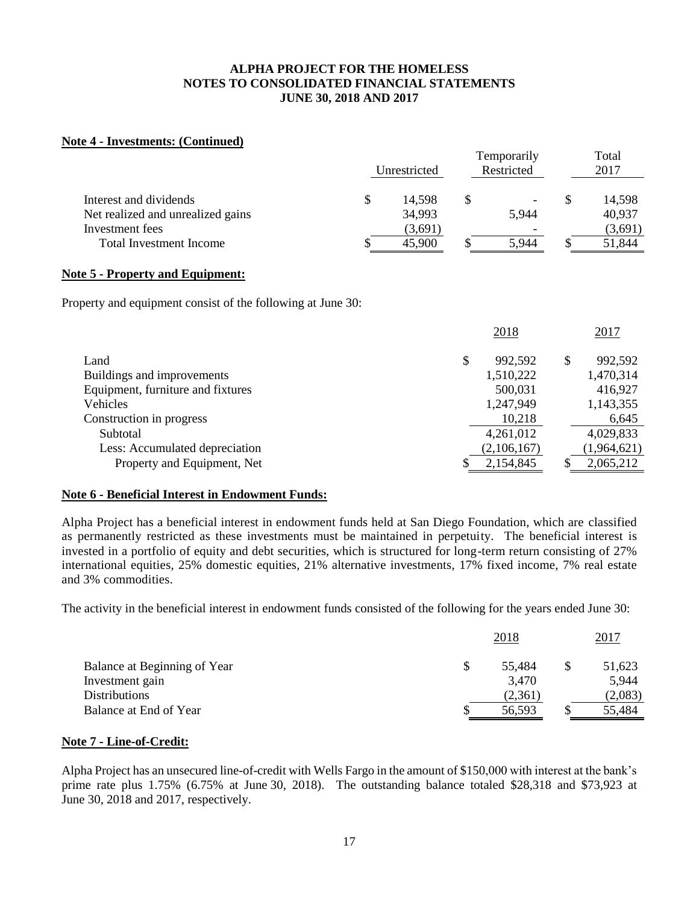**Note 4 - Investments: (Continued)**

| | Unrestricted | Temporarily Restricted | Total 2017 |
|---|---|---|---|
| Interest and dividends | $ 14,598 | $ - | $ 14,598 |
| Net realized and unrealized gains | 34,993 | 5,944 | 40,937 |
| Investment fees | (3,691) | - | (3,691) |
| Total Investment Income | $ 45,900 | $ 5,944 | $ 51,844 |

**Note 5 - Property and Equipment:**

Property and equipment consist of the following at June 30:

| | 2018 | 2017 |
|---|---|---|
| Land | $ 992,592 | $ 992,592 |
| Buildings and improvements | 1,510,222 | 1,470,314 |
| Equipment, furniture and fixtures | 500,031 | 416,927 |
| Vehicles | 1,247,949 | 1,143,355 |
| Construction in progress | 10,218 | 6,645 |
| Subtotal | 4,261,012 | 4,029,833 |
| Less: Accumulated depreciation | (2,106,167) | (1,964,621) |
| Property and Equipment, Net | $ 2,154,845 | $ 2,065,212 |

**Note 6 - Beneficial Interest in Endowment Funds:**

Alpha Project has a beneficial interest in endowment funds held at San Diego Foundation, which are classified as permanently restricted as these investments must be maintained in perpetuity. The beneficial interest is invested in a portfolio of equity and debt securities, which is structured for long-term return consisting of 27% international equities, 25% domestic equities, 21% alternative investments, 17% fixed income, 7% real estate and 3% commodities.

The activity in the beneficial interest in endowment funds consisted of the following for the years ended June 30:

| | 2018 | 2017 |
|---|---|---|
| Balance at Beginning of Year | $ 55,484 | $ 51,623 |
| Investment gain | 3,470 | 5,944 |
| Distributions | (2,361) | (2,083) |
| Balance at End of Year | $ 56,593 | $ 55,484 |

**Note 7 - Line-of-Credit:**

Alpha Project has an unsecured line-of-credit with Wells Fargo in the amount of $150,000 with interest at the bank's prime rate plus 1.75% (6.75% at June 30, 2018). The outstanding balance totaled $28,318 and $73,923 at June 30, 2018 and 2017, respectively.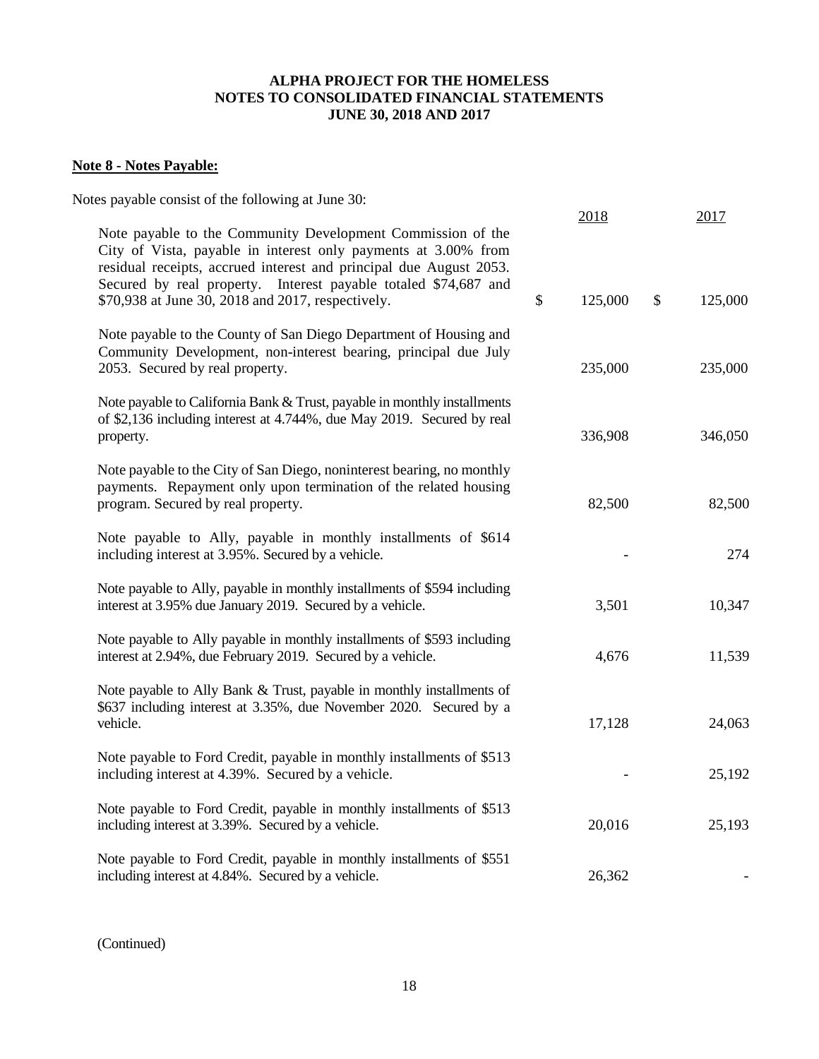**Note 8 - Notes Payable:**

Notes payable consist of the following at June 30:

| | 2018 | 2017 |
|---|---|---|
| Note payable to the Community Development Commission of the City of Vista, payable in interest only payments at 3.00% from residual receipts, accrued interest and principal due August 2053. Secured by real property. Interest payable totaled $74,687 and $70,938 at June 30, 2018 and 2017, respectively. | $ 125,000 | $ 125,000 |
| Note payable to the County of San Diego Department of Housing and Community Development, non-interest bearing, principal due July 2053. Secured by real property. | 235,000 | 235,000 |
| Note payable to California Bank & Trust, payable in monthly installments of $2,136 including interest at 4.744%, due May 2019. Secured by real property. | 336,908 | 346,050 |
| Note payable to the City of San Diego, noninterest bearing, no monthly payments. Repayment only upon termination of the related housing program. Secured by real property. | 82,500 | 82,500 |
| Note payable to Ally, payable in monthly installments of $614 including interest at 3.95%. Secured by a vehicle. | - | 274 |
| Note payable to Ally, payable in monthly installments of $594 including interest at 3.95% due January 2019. Secured by a vehicle. | 3,501 | 10,347 |
| Note payable to Ally payable in monthly installments of $593 including interest at 2.94%, due February 2019. Secured by a vehicle. | 4,676 | 11,539 |
| Note payable to Ally Bank & Trust, payable in monthly installments of $637 including interest at 3.35%, due November 2020. Secured by a vehicle. | 17,128 | 24,063 |
| Note payable to Ford Credit, payable in monthly installments of $513 including interest at 4.39%. Secured by a vehicle. | - | 25,192 |
| Note payable to Ford Credit, payable in monthly installments of $513 including interest at 3.39%. Secured by a vehicle. | 20,016 | 25,193 |
| Note payable to Ford Credit, payable in monthly installments of $551 including interest at 4.84%. Secured by a vehicle. | 26,362 | - |

(Continued)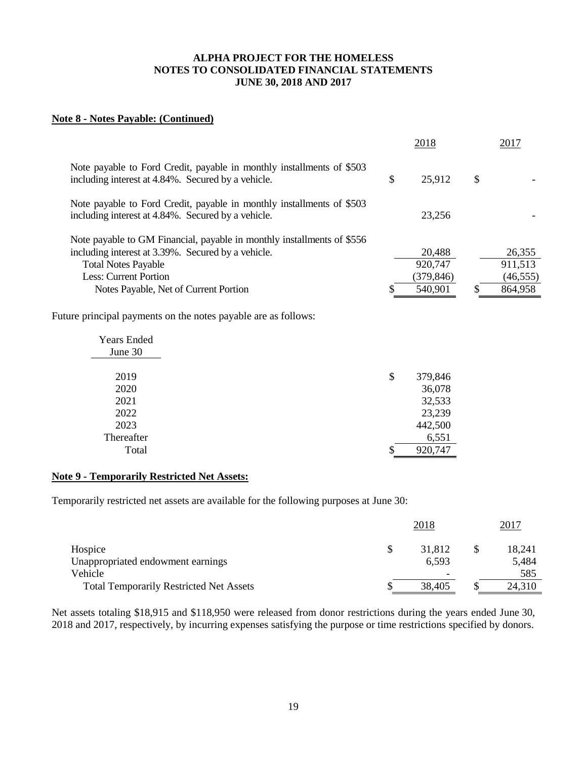**ALPHA PROJECT FOR THE HOMELESS**
**NOTES TO CONSOLIDATED FINANCIAL STATEMENTS**
**JUNE 30, 2018 AND 2017**

**Note 8 - Notes Payable: (Continued)**

| | 2018 | 2017 |
|---|---|---|
| Note payable to Ford Credit, payable in monthly installments of $503 including interest at 4.84%. Secured by a vehicle. | $ 25,912 | $ - |
| Note payable to Ford Credit, payable in monthly installments of $503 including interest at 4.84%. Secured by a vehicle. | 23,256 | - |
| Note payable to GM Financial, payable in monthly installments of $556 including interest at 3.39%. Secured by a vehicle. | 20,488 | 26,355 |
| Total Notes Payable | 920,747 | 911,513 |
| Less: Current Portion | (379,846) | (46,555) |
| Notes Payable, Net of Current Portion | $ 540,901 | $ 864,958 |

Future principal payments on the notes payable are as follows:

| Years Ended June 30 | |
|---|---|
| 2019 | $ 379,846 |
| 2020 | 36,078 |
| 2021 | 32,533 |
| 2022 | 23,239 |
| 2023 | 442,500 |
| Thereafter | 6,551 |
| Total | $ 920,747 |

**Note 9 - Temporarily Restricted Net Assets:**

Temporarily restricted net assets are available for the following purposes at June 30:

| | 2018 | 2017 |
|---|---|---|
| Hospice | $ 31,812 | $ 18,241 |
| Unappropriated endowment earnings | 6,593 | 5,484 |
| Vehicle | - | 585 |
| Total Temporarily Restricted Net Assets | $ 38,405 | $ 24,310 |

Net assets totaling $18,915 and $118,950 were released from donor restrictions during the years ended June 30, 2018 and 2017, respectively, by incurring expenses satisfying the purpose or time restrictions specified by donors.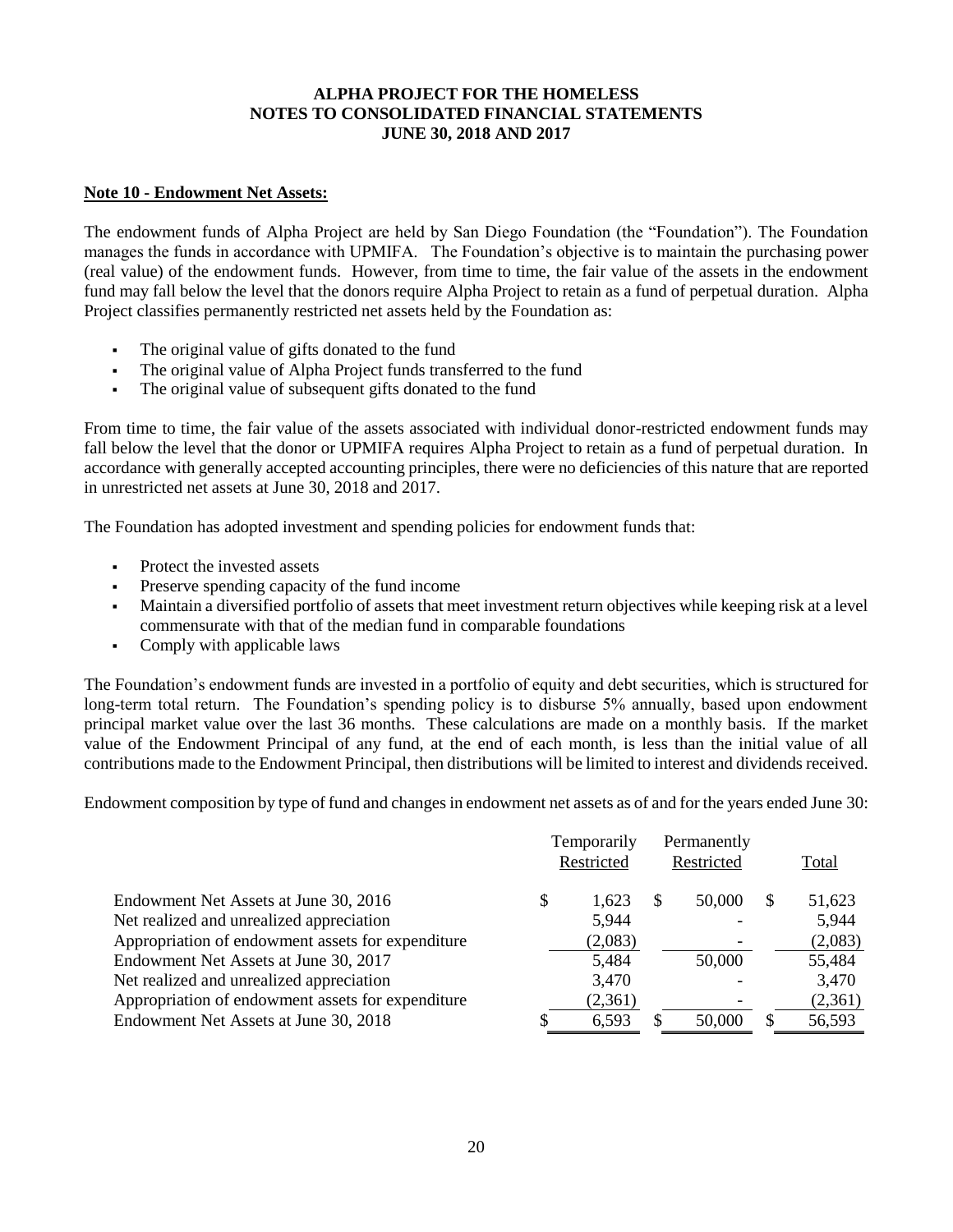**ALPHA PROJECT FOR THE HOMELESS**
**NOTES TO CONSOLIDATED FINANCIAL STATEMENTS**
**JUNE 30, 2018 AND 2017**

## Note 10 - Endowment Net Assets:

The endowment funds of Alpha Project are held by San Diego Foundation (the "Foundation"). The Foundation manages the funds in accordance with UPMIFA. The Foundation's objective is to maintain the purchasing power (real value) of the endowment funds. However, from time to time, the fair value of the assets in the endowment fund may fall below the level that the donors require Alpha Project to retain as a fund of perpetual duration. Alpha Project classifies permanently restricted net assets held by the Foundation as:

- The original value of gifts donated to the fund
- The original value of Alpha Project funds transferred to the fund
- The original value of subsequent gifts donated to the fund

From time to time, the fair value of the assets associated with individual donor-restricted endowment funds may fall below the level that the donor or UPMIFA requires Alpha Project to retain as a fund of perpetual duration. In accordance with generally accepted accounting principles, there were no deficiencies of this nature that are reported in unrestricted net assets at June 30, 2018 and 2017.

The Foundation has adopted investment and spending policies for endowment funds that:

- Protect the invested assets
- Preserve spending capacity of the fund income
- Maintain a diversified portfolio of assets that meet investment return objectives while keeping risk at a level commensurate with that of the median fund in comparable foundations
- Comply with applicable laws

The Foundation's endowment funds are invested in a portfolio of equity and debt securities, which is structured for long-term total return. The Foundation's spending policy is to disburse 5% annually, based upon endowment principal market value over the last 36 months. These calculations are made on a monthly basis. If the market value of the Endowment Principal of any fund, at the end of each month, is less than the initial value of all contributions made to the Endowment Principal, then distributions will be limited to interest and dividends received.

Endowment composition by type of fund and changes in endowment net assets as of and for the years ended June 30:

| | Temporarily Restricted | Permanently Restricted | Total |
|---|---|---|---|
| Endowment Net Assets at June 30, 2016 | $ 1,623 | $ 50,000 | $ 51,623 |
| Net realized and unrealized appreciation | 5,944 | - | 5,944 |
| Appropriation of endowment assets for expenditure | (2,083) | - | (2,083) |
| Endowment Net Assets at June 30, 2017 | 5,484 | 50,000 | 55,484 |
| Net realized and unrealized appreciation | 3,470 | - | 3,470 |
| Appropriation of endowment assets for expenditure | (2,361) | - | (2,361) |
| Endowment Net Assets at June 30, 2018 | $ 6,593 | $ 50,000 | $ 56,593 |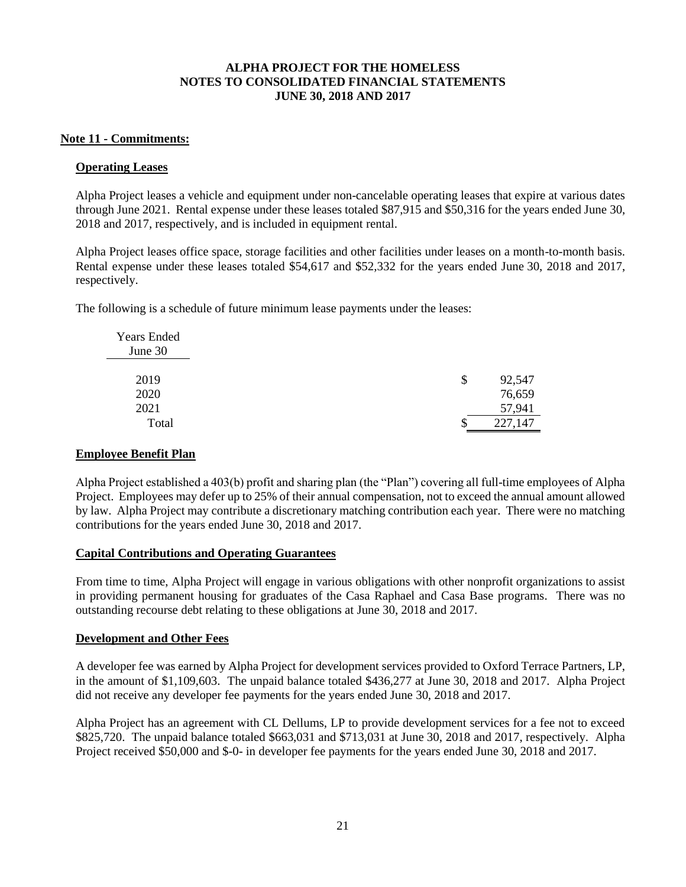**ALPHA PROJECT FOR THE HOMELESS**
**NOTES TO CONSOLIDATED FINANCIAL STATEMENTS**
**JUNE 30, 2018 AND 2017**

## Note 11 - Commitments:

### Operating Leases

Alpha Project leases a vehicle and equipment under non-cancelable operating leases that expire at various dates through June 2021. Rental expense under these leases totaled $87,915 and $50,316 for the years ended June 30, 2018 and 2017, respectively, and is included in equipment rental.

Alpha Project leases office space, storage facilities and other facilities under leases on a month-to-month basis. Rental expense under these leases totaled $54,617 and $52,332 for the years ended June 30, 2018 and 2017, respectively.

The following is a schedule of future minimum lease payments under the leases:

| Years Ended June 30 | |
|---|---|
| 2019 | $ 92,547 |
| 2020 | 76,659 |
| 2021 | 57,941 |
| Total | $ 227,147 |

### Employee Benefit Plan

Alpha Project established a 403(b) profit and sharing plan (the "Plan") covering all full-time employees of Alpha Project. Employees may defer up to 25% of their annual compensation, not to exceed the annual amount allowed by law. Alpha Project may contribute a discretionary matching contribution each year. There were no matching contributions for the years ended June 30, 2018 and 2017.

### Capital Contributions and Operating Guarantees

From time to time, Alpha Project will engage in various obligations with other nonprofit organizations to assist in providing permanent housing for graduates of the Casa Raphael and Casa Base programs. There was no outstanding recourse debt relating to these obligations at June 30, 2018 and 2017.

### Development and Other Fees

A developer fee was earned by Alpha Project for development services provided to Oxford Terrace Partners, LP, in the amount of $1,109,603. The unpaid balance totaled $436,277 at June 30, 2018 and 2017. Alpha Project did not receive any developer fee payments for the years ended June 30, 2018 and 2017.

Alpha Project has an agreement with CL Dellums, LP to provide development services for a fee not to exceed $825,720. The unpaid balance totaled $663,031 and $713,031 at June 30, 2018 and 2017, respectively. Alpha Project received $50,000 and $-0- in developer fee payments for the years ended June 30, 2018 and 2017.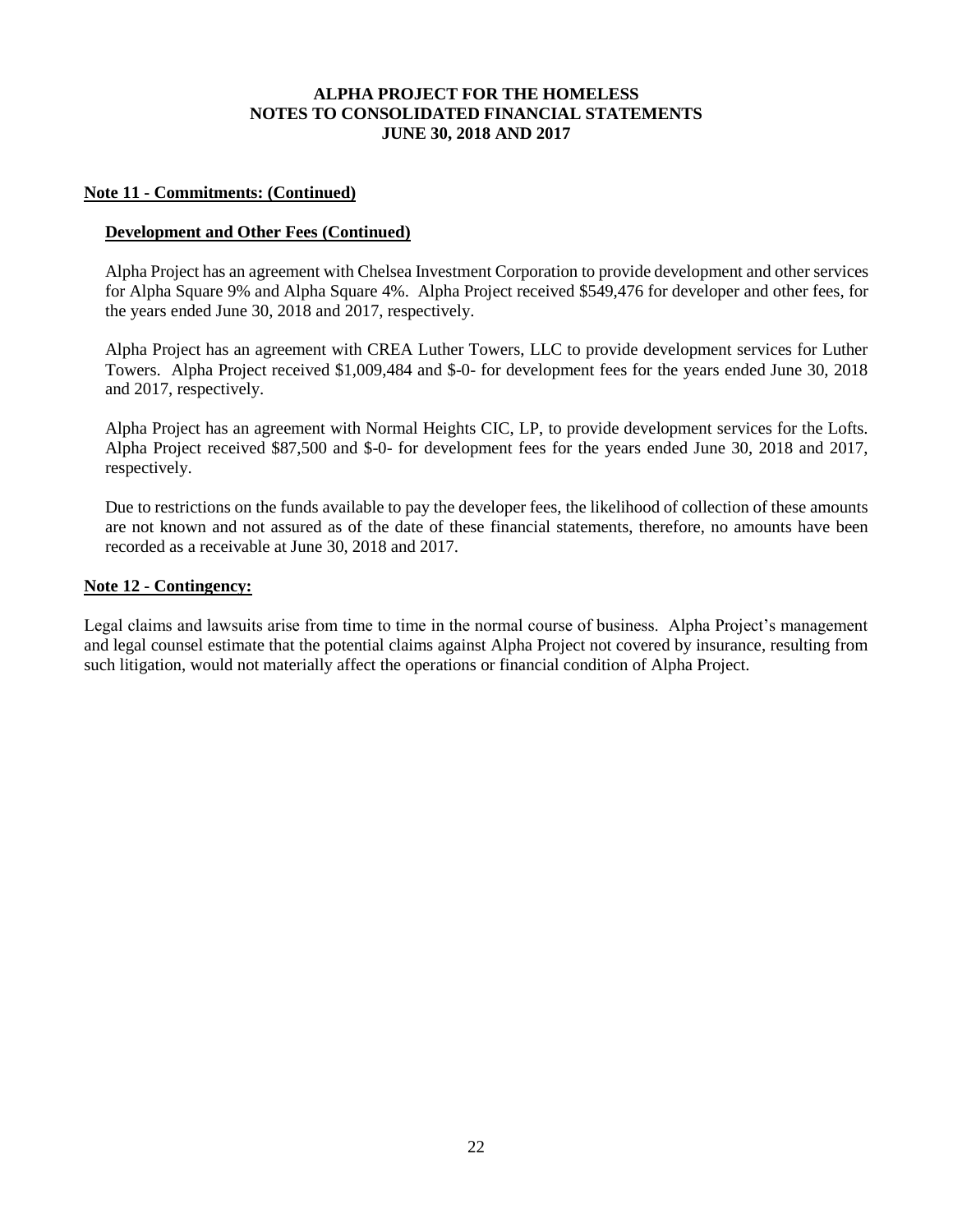**ALPHA PROJECT FOR THE HOMELESS**
**NOTES TO CONSOLIDATED FINANCIAL STATEMENTS**
**JUNE 30, 2018 AND 2017**

## Note 11 - Commitments: (Continued)

### Development and Other Fees (Continued)

Alpha Project has an agreement with Chelsea Investment Corporation to provide development and other services for Alpha Square 9% and Alpha Square 4%. Alpha Project received $549,476 for developer and other fees, for the years ended June 30, 2018 and 2017, respectively.

Alpha Project has an agreement with CREA Luther Towers, LLC to provide development services for Luther Towers. Alpha Project received $1,009,484 and $-0- for development fees for the years ended June 30, 2018 and 2017, respectively.

Alpha Project has an agreement with Normal Heights CIC, LP, to provide development services for the Lofts. Alpha Project received $87,500 and $-0- for development fees for the years ended June 30, 2018 and 2017, respectively.

Due to restrictions on the funds available to pay the developer fees, the likelihood of collection of these amounts are not known and not assured as of the date of these financial statements, therefore, no amounts have been recorded as a receivable at June 30, 2018 and 2017.

## Note 12 - Contingency:

Legal claims and lawsuits arise from time to time in the normal course of business. Alpha Project's management and legal counsel estimate that the potential claims against Alpha Project not covered by insurance, resulting from such litigation, would not materially affect the operations or financial condition of Alpha Project.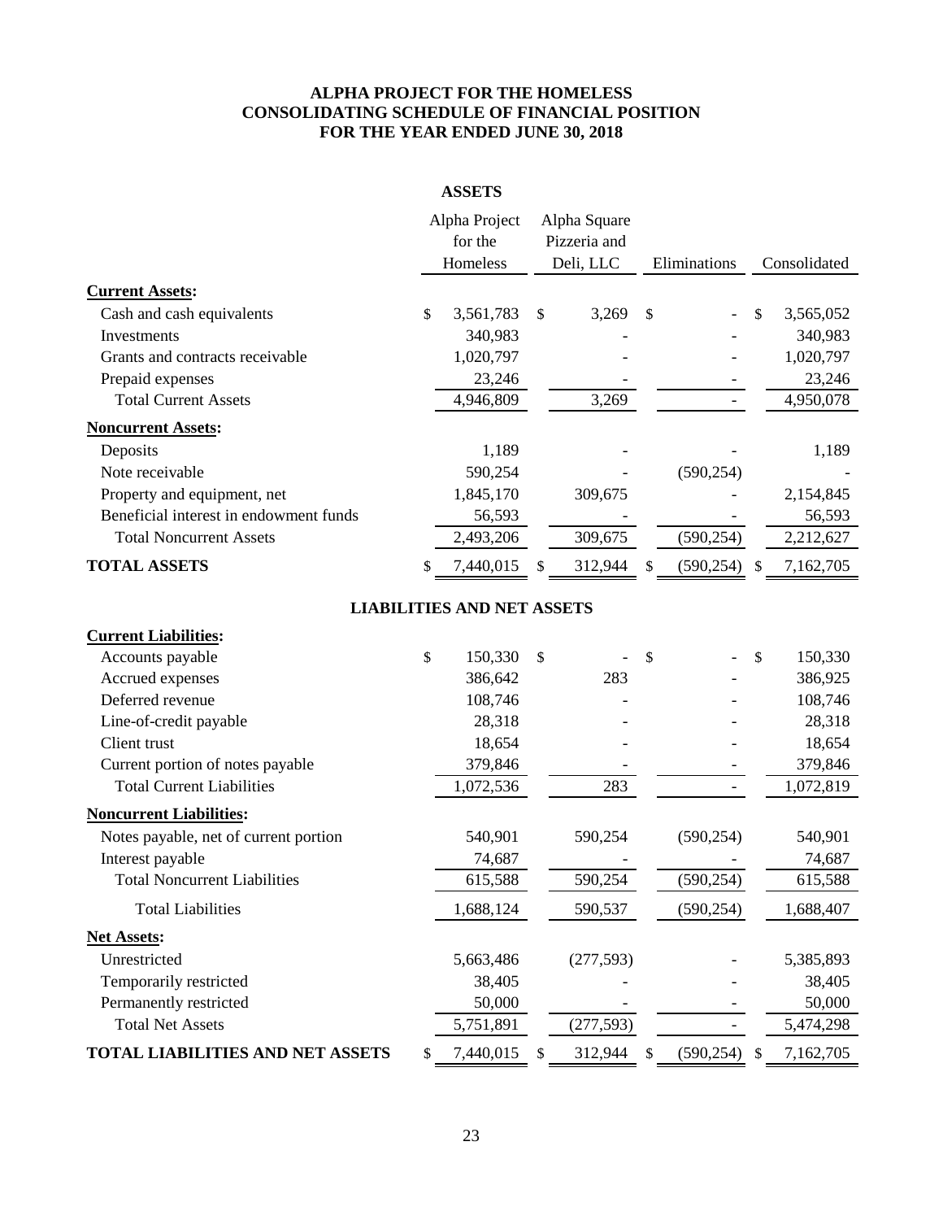# ALPHA PROJECT FOR THE HOMELESS
# CONSOLIDATING SCHEDULE OF FINANCIAL POSITION
# FOR THE YEAR ENDED JUNE 30, 2018

## ASSETS

| | Alpha Project for the Homeless | Alpha Square Pizzeria and Deli, LLC | Eliminations | Consolidated |
|---|---|---|---|---|
| **Current Assets:** | | | | |
| Cash and cash equivalents | $ 3,561,783 | $ 3,269 | $ - | $ 3,565,052 |
| Investments | 340,983 | - | - | 340,983 |
| Grants and contracts receivable | 1,020,797 | - | - | 1,020,797 |
| Prepaid expenses | 23,246 | - | - | 23,246 |
| Total Current Assets | 4,946,809 | 3,269 | - | 4,950,078 |
| **Noncurrent Assets:** | | | | |
| Deposits | 1,189 | - | - | 1,189 |
| Note receivable | 590,254 | - | (590,254) | - |
| Property and equipment, net | 1,845,170 | 309,675 | - | 2,154,845 |
| Beneficial interest in endowment funds | 56,593 | - | - | 56,593 |
| Total Noncurrent Assets | 2,493,206 | 309,675 | (590,254) | 2,212,627 |
| **TOTAL ASSETS** | $ 7,440,015 | $ 312,944 | $ (590,254) | $ 7,162,705 |

## LIABILITIES AND NET ASSETS

| | Alpha Project for the Homeless | Alpha Square Pizzeria and Deli, LLC | Eliminations | Consolidated |
|---|---|---|---|---|
| **Current Liabilities:** | | | | |
| Accounts payable | $ 150,330 | $ - | $ - | $ 150,330 |
| Accrued expenses | 386,642 | 283 | - | 386,925 |
| Deferred revenue | 108,746 | - | - | 108,746 |
| Line-of-credit payable | 28,318 | - | - | 28,318 |
| Client trust | 18,654 | - | - | 18,654 |
| Current portion of notes payable | 379,846 | - | - | 379,846 |
| Total Current Liabilities | 1,072,536 | 283 | - | 1,072,819 |
| **Noncurrent Liabilities:** | | | | |
| Notes payable, net of current portion | 540,901 | 590,254 | (590,254) | 540,901 |
| Interest payable | 74,687 | - | - | 74,687 |
| Total Noncurrent Liabilities | 615,588 | 590,254 | (590,254) | 615,588 |
| Total Liabilities | 1,688,124 | 590,537 | (590,254) | 1,688,407 |
| **Net Assets:** | | | | |
| Unrestricted | 5,663,486 | (277,593) | - | 5,385,893 |
| Temporarily restricted | 38,405 | - | - | 38,405 |
| Permanently restricted | 50,000 | - | - | 50,000 |
| Total Net Assets | 5,751,891 | (277,593) | - | 5,474,298 |
| **TOTAL LIABILITIES AND NET ASSETS** | $ 7,440,015 | $ 312,944 | $ (590,254) | $ 7,162,705 |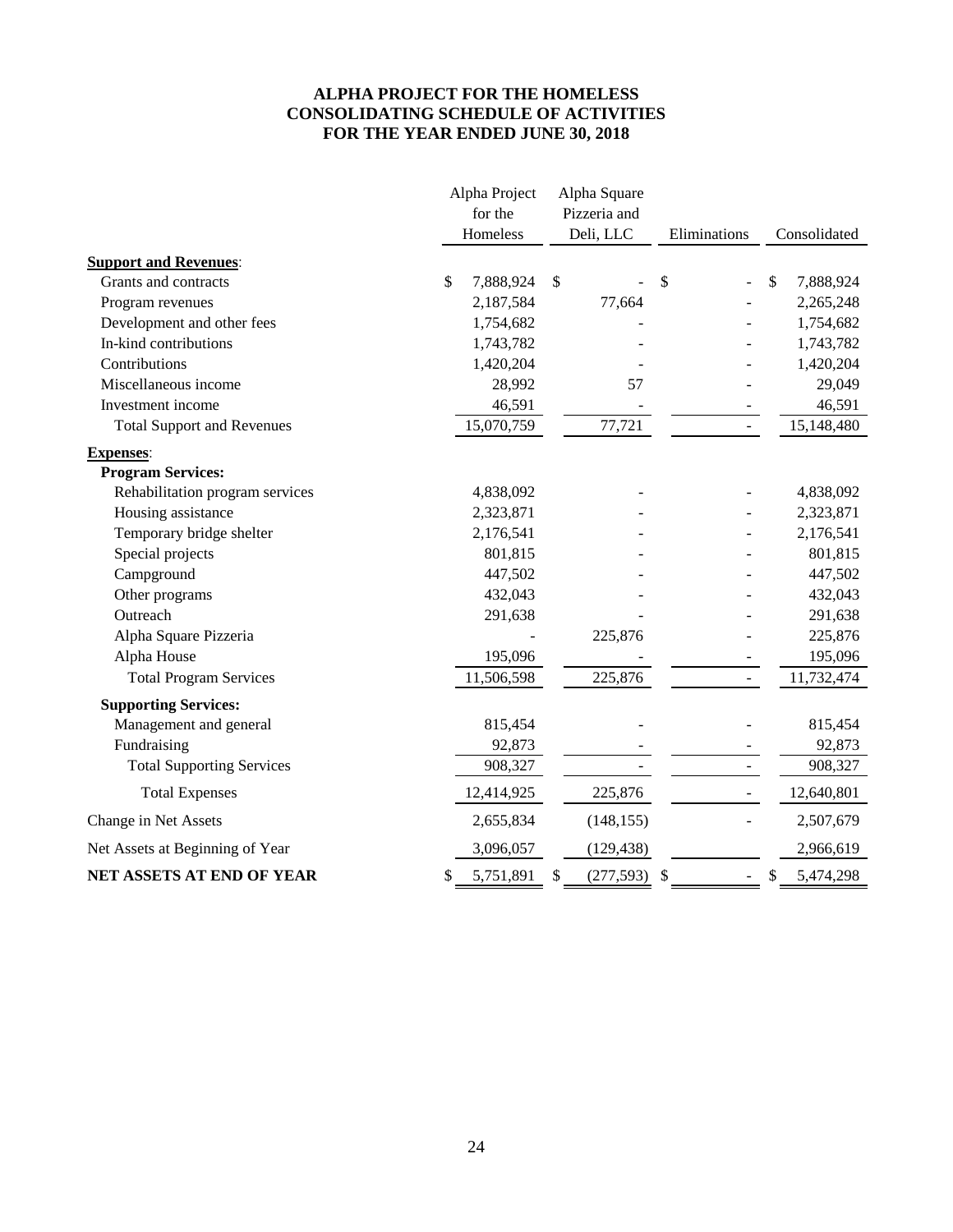# ALPHA PROJECT FOR THE HOMELESS
## CONSOLIDATING SCHEDULE OF ACTIVITIES
### FOR THE YEAR ENDED JUNE 30, 2018

| | Alpha Project for the Homeless | Alpha Square Pizzeria and Deli, LLC | Eliminations | Consolidated |
|---|---|---|---|---|
| **Support and Revenues**: | | | | |
| Grants and contracts | $ 7,888,924 | $ - | $ - | $ 7,888,924 |
| Program revenues | 2,187,584 | 77,664 | - | 2,265,248 |
| Development and other fees | 1,754,682 | - | - | 1,754,682 |
| In-kind contributions | 1,743,782 | - | - | 1,743,782 |
| Contributions | 1,420,204 | - | - | 1,420,204 |
| Miscellaneous income | 28,992 | 57 | - | 29,049 |
| Investment income | 46,591 | - | - | 46,591 |
| Total Support and Revenues | 15,070,759 | 77,721 | - | 15,148,480 |
| **Expenses**: | | | | |
| **Program Services:** | | | | |
| Rehabilitation program services | 4,838,092 | - | - | 4,838,092 |
| Housing assistance | 2,323,871 | - | - | 2,323,871 |
| Temporary bridge shelter | 2,176,541 | - | - | 2,176,541 |
| Special projects | 801,815 | - | - | 801,815 |
| Campground | 447,502 | - | - | 447,502 |
| Other programs | 432,043 | - | - | 432,043 |
| Outreach | 291,638 | - | - | 291,638 |
| Alpha Square Pizzeria | - | 225,876 | - | 225,876 |
| Alpha House | 195,096 | - | - | 195,096 |
| Total Program Services | 11,506,598 | 225,876 | - | 11,732,474 |
| **Supporting Services:** | | | | |
| Management and general | 815,454 | - | - | 815,454 |
| Fundraising | 92,873 | - | - | 92,873 |
| Total Supporting Services | 908,327 | - | - | 908,327 |
| Total Expenses | 12,414,925 | 225,876 | - | 12,640,801 |
| Change in Net Assets | 2,655,834 | (148,155) | - | 2,507,679 |
| Net Assets at Beginning of Year | 3,096,057 | (129,438) | | 2,966,619 |
| **NET ASSETS AT END OF YEAR** | $ 5,751,891 | $ (277,593) | $ - | $ 5,474,298 |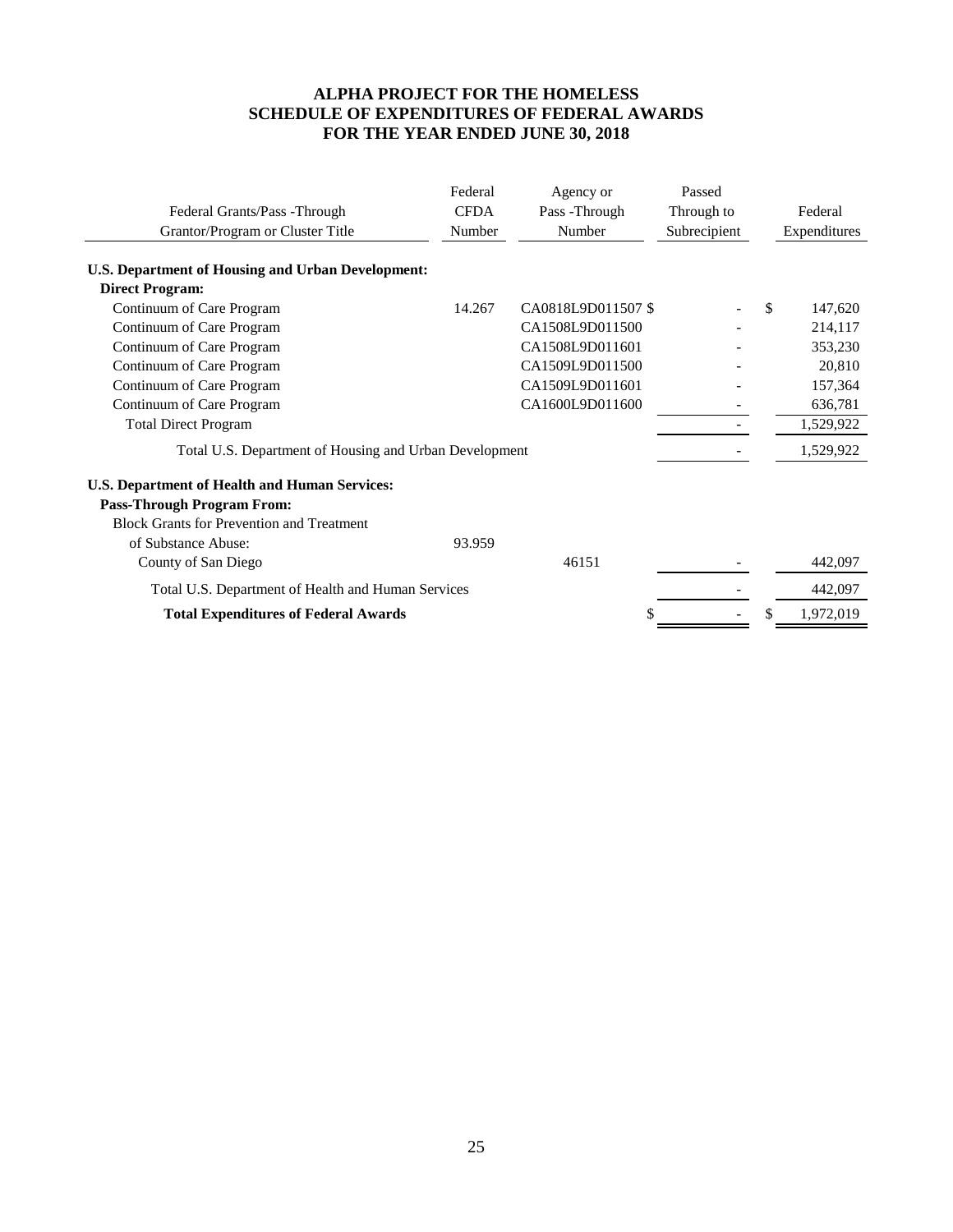# ALPHA PROJECT FOR THE HOMELESS
## SCHEDULE OF EXPENDITURES OF FEDERAL AWARDS
## FOR THE YEAR ENDED JUNE 30, 2018

| Federal Grants/Pass -Through Grantor/Program or Cluster Title | Federal CFDA Number | Agency or Pass -Through Number | Passed Through to Subrecipient | Federal Expenditures |
|---|---|---|---|---|
| **U.S. Department of Housing and Urban Development:** | | | | |
| **Direct Program:** | | | | |
| Continuum of Care Program | 14.267 | CA0818L9D011507 | $ - | $ 147,620 |
| Continuum of Care Program | | CA1508L9D011500 | - | 214,117 |
| Continuum of Care Program | | CA1508L9D011601 | - | 353,230 |
| Continuum of Care Program | | CA1509L9D011500 | - | 20,810 |
| Continuum of Care Program | | CA1509L9D011601 | - | 157,364 |
| Continuum of Care Program | | CA1600L9D011600 | - | 636,781 |
| Total Direct Program | | | - | 1,529,922 |
| Total U.S. Department of Housing and Urban Development | | | - | 1,529,922 |
| **U.S. Department of Health and Human Services:** | | | | |
| **Pass-Through Program From:** | | | | |
| Block Grants for Prevention and Treatment of Substance Abuse: | 93.959 | | | |
| County of San Diego | | 46151 | - | 442,097 |
| Total U.S. Department of Health and Human Services | | | - | 442,097 |
| **Total Expenditures of Federal Awards** | | | $ - | $ 1,972,019 |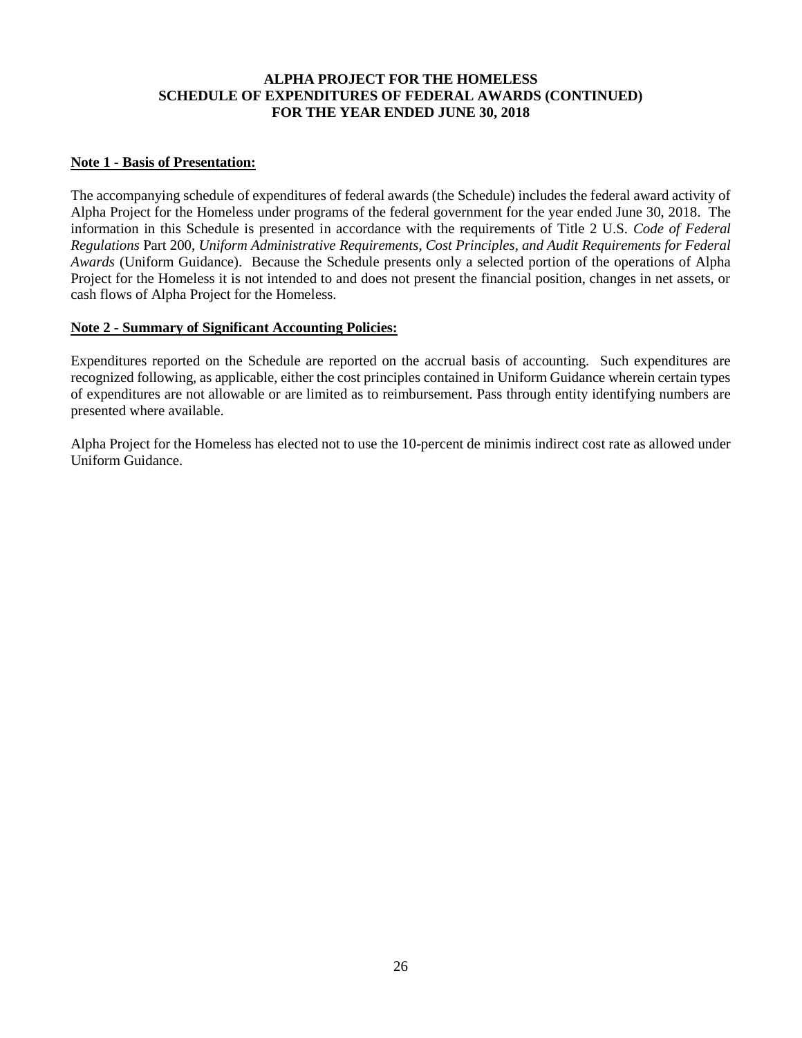**ALPHA PROJECT FOR THE HOMELESS**
**SCHEDULE OF EXPENDITURES OF FEDERAL AWARDS (CONTINUED)**
**FOR THE YEAR ENDED JUNE 30, 2018**

**Note 1 - Basis of Presentation:**

The accompanying schedule of expenditures of federal awards (the Schedule) includes the federal award activity of Alpha Project for the Homeless under programs of the federal government for the year ended June 30, 2018. The information in this Schedule is presented in accordance with the requirements of Title 2 U.S. *Code of Federal Regulations* Part 200, *Uniform Administrative Requirements, Cost Principles, and Audit Requirements for Federal Awards* (Uniform Guidance). Because the Schedule presents only a selected portion of the operations of Alpha Project for the Homeless it is not intended to and does not present the financial position, changes in net assets, or cash flows of Alpha Project for the Homeless.

**Note 2 - Summary of Significant Accounting Policies:**

Expenditures reported on the Schedule are reported on the accrual basis of accounting. Such expenditures are recognized following, as applicable, either the cost principles contained in Uniform Guidance wherein certain types of expenditures are not allowable or are limited as to reimbursement. Pass through entity identifying numbers are presented where available.

Alpha Project for the Homeless has elected not to use the 10-percent de minimis indirect cost rate as allowed under Uniform Guidance.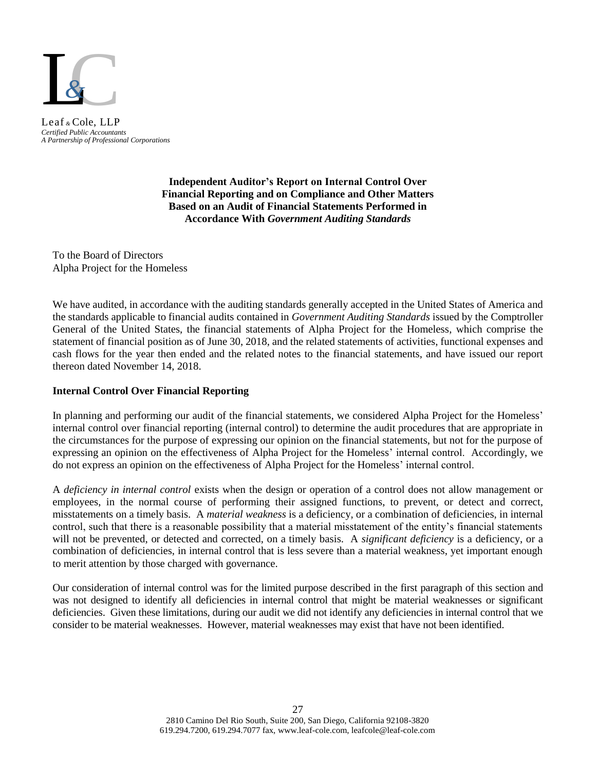Leaf & Cole, LLP
*Certified Public Accountants*
*A Partnership of Professional Corporations*

**Independent Auditor's Report on Internal Control Over Financial Reporting and on Compliance and Other Matters Based on an Audit of Financial Statements Performed in Accordance With *Government Auditing Standards***

To the Board of Directors
Alpha Project for the Homeless

We have audited, in accordance with the auditing standards generally accepted in the United States of America and the standards applicable to financial audits contained in *Government Auditing Standards* issued by the Comptroller General of the United States, the financial statements of Alpha Project for the Homeless, which comprise the statement of financial position as of June 30, 2018, and the related statements of activities, functional expenses and cash flows for the year then ended and the related notes to the financial statements, and have issued our report thereon dated November 14, 2018.

**Internal Control Over Financial Reporting**

In planning and performing our audit of the financial statements, we considered Alpha Project for the Homeless' internal control over financial reporting (internal control) to determine the audit procedures that are appropriate in the circumstances for the purpose of expressing our opinion on the financial statements, but not for the purpose of expressing an opinion on the effectiveness of Alpha Project for the Homeless' internal control. Accordingly, we do not express an opinion on the effectiveness of Alpha Project for the Homeless' internal control.

A *deficiency in internal control* exists when the design or operation of a control does not allow management or employees, in the normal course of performing their assigned functions, to prevent, or detect and correct, misstatements on a timely basis. A *material weakness* is a deficiency, or a combination of deficiencies, in internal control, such that there is a reasonable possibility that a material misstatement of the entity's financial statements will not be prevented, or detected and corrected, on a timely basis. A *significant deficiency* is a deficiency, or a combination of deficiencies, in internal control that is less severe than a material weakness, yet important enough to merit attention by those charged with governance.

Our consideration of internal control was for the limited purpose described in the first paragraph of this section and was not designed to identify all deficiencies in internal control that might be material weaknesses or significant deficiencies. Given these limitations, during our audit we did not identify any deficiencies in internal control that we consider to be material weaknesses. However, material weaknesses may exist that have not been identified.

2810 Camino Del Rio South, Suite 200, San Diego, California 92108-3820
619.294.7200, 619.294.7077 fax, www.leaf-cole.com, leafcole@leaf-cole.com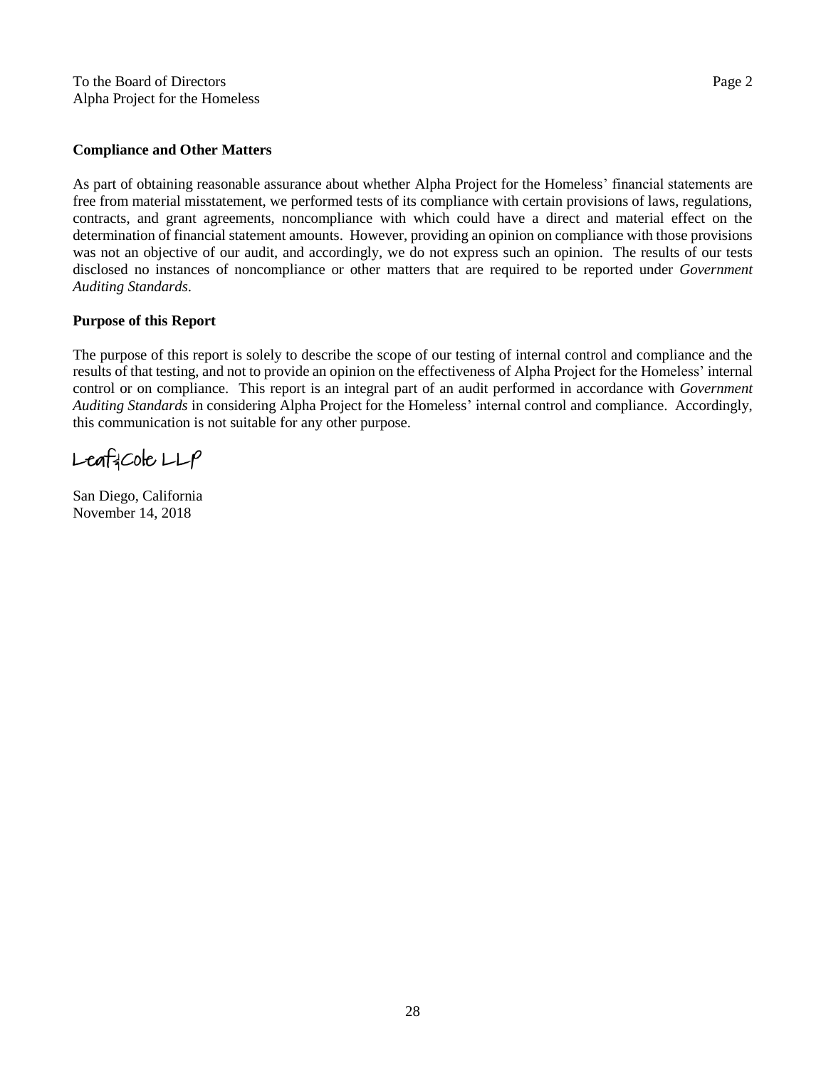To the Board of Directors
Alpha Project for the Homeless

**Compliance and Other Matters**

As part of obtaining reasonable assurance about whether Alpha Project for the Homeless' financial statements are free from material misstatement, we performed tests of its compliance with certain provisions of laws, regulations, contracts, and grant agreements, noncompliance with which could have a direct and material effect on the determination of financial statement amounts. However, providing an opinion on compliance with those provisions was not an objective of our audit, and accordingly, we do not express such an opinion. The results of our tests disclosed no instances of noncompliance or other matters that are required to be reported under *Government Auditing Standards*.

**Purpose of this Report**

The purpose of this report is solely to describe the scope of our testing of internal control and compliance and the results of that testing, and not to provide an opinion on the effectiveness of Alpha Project for the Homeless' internal control or on compliance. This report is an integral part of an audit performed in accordance with *Government Auditing Standards* in considering Alpha Project for the Homeless' internal control and compliance. Accordingly, this communication is not suitable for any other purpose.

Leaf & Cole LLP

San Diego, California
November 14, 2018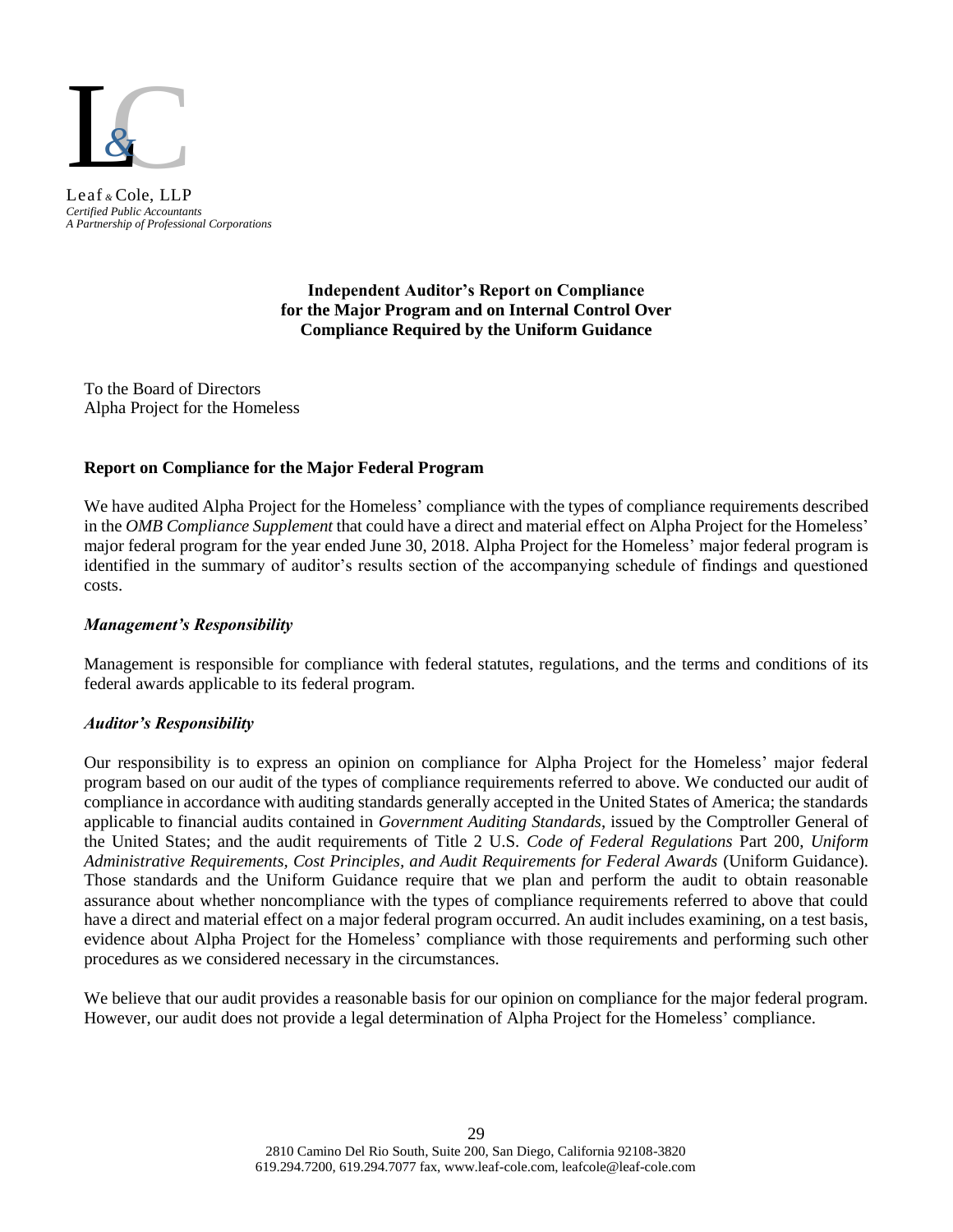Leaf & Cole, LLP
*Certified Public Accountants*
*A Partnership of Professional Corporations*

# Independent Auditor's Report on Compliance for the Major Program and on Internal Control Over Compliance Required by the Uniform Guidance

To the Board of Directors
Alpha Project for the Homeless

## Report on Compliance for the Major Federal Program

We have audited Alpha Project for the Homeless' compliance with the types of compliance requirements described in the *OMB Compliance Supplement* that could have a direct and material effect on Alpha Project for the Homeless' major federal program for the year ended June 30, 2018. Alpha Project for the Homeless' major federal program is identified in the summary of auditor's results section of the accompanying schedule of findings and questioned costs.

### *Management's Responsibility*

Management is responsible for compliance with federal statutes, regulations, and the terms and conditions of its federal awards applicable to its federal program.

### *Auditor's Responsibility*

Our responsibility is to express an opinion on compliance for Alpha Project for the Homeless' major federal program based on our audit of the types of compliance requirements referred to above. We conducted our audit of compliance in accordance with auditing standards generally accepted in the United States of America; the standards applicable to financial audits contained in *Government Auditing Standards*, issued by the Comptroller General of the United States; and the audit requirements of Title 2 U.S. *Code of Federal Regulations* Part 200, *Uniform Administrative Requirements, Cost Principles, and Audit Requirements for Federal Awards* (Uniform Guidance). Those standards and the Uniform Guidance require that we plan and perform the audit to obtain reasonable assurance about whether noncompliance with the types of compliance requirements referred to above that could have a direct and material effect on a major federal program occurred. An audit includes examining, on a test basis, evidence about Alpha Project for the Homeless' compliance with those requirements and performing such other procedures as we considered necessary in the circumstances.

We believe that our audit provides a reasonable basis for our opinion on compliance for the major federal program. However, our audit does not provide a legal determination of Alpha Project for the Homeless' compliance.

2810 Camino Del Rio South, Suite 200, San Diego, California 92108-3820
619.294.7200, 619.294.7077 fax, www.leaf-cole.com, leafcole@leaf-cole.com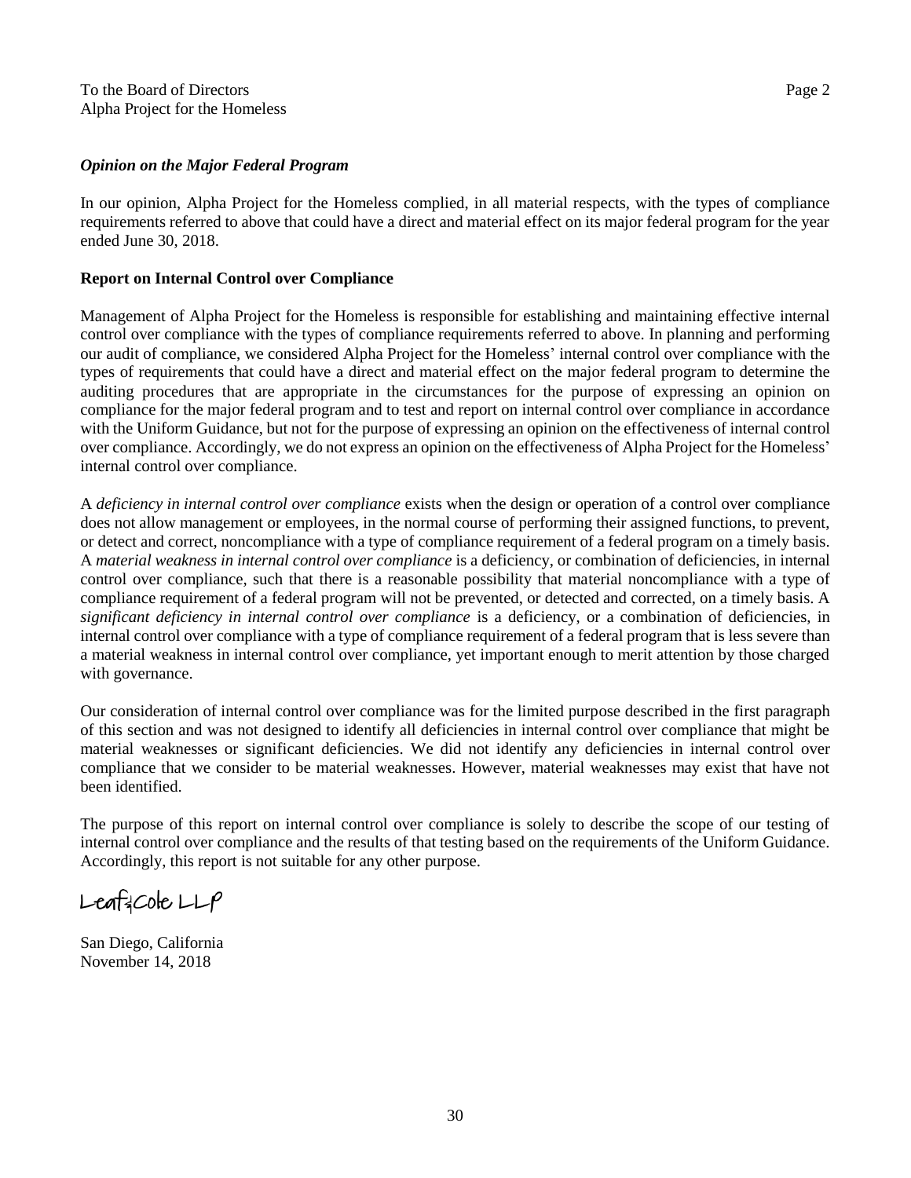To the Board of Directors
Alpha Project for the Homeless

### *Opinion on the Major Federal Program*

In our opinion, Alpha Project for the Homeless complied, in all material respects, with the types of compliance requirements referred to above that could have a direct and material effect on its major federal program for the year ended June 30, 2018.

### Report on Internal Control over Compliance

Management of Alpha Project for the Homeless is responsible for establishing and maintaining effective internal control over compliance with the types of compliance requirements referred to above. In planning and performing our audit of compliance, we considered Alpha Project for the Homeless' internal control over compliance with the types of requirements that could have a direct and material effect on the major federal program to determine the auditing procedures that are appropriate in the circumstances for the purpose of expressing an opinion on compliance for the major federal program and to test and report on internal control over compliance in accordance with the Uniform Guidance, but not for the purpose of expressing an opinion on the effectiveness of internal control over compliance. Accordingly, we do not express an opinion on the effectiveness of Alpha Project for the Homeless' internal control over compliance.

A *deficiency in internal control over compliance* exists when the design or operation of a control over compliance does not allow management or employees, in the normal course of performing their assigned functions, to prevent, or detect and correct, noncompliance with a type of compliance requirement of a federal program on a timely basis. A *material weakness in internal control over compliance* is a deficiency, or combination of deficiencies, in internal control over compliance, such that there is a reasonable possibility that material noncompliance with a type of compliance requirement of a federal program will not be prevented, or detected and corrected, on a timely basis. A *significant deficiency in internal control over compliance* is a deficiency, or a combination of deficiencies, in internal control over compliance with a type of compliance requirement of a federal program that is less severe than a material weakness in internal control over compliance, yet important enough to merit attention by those charged with governance.

Our consideration of internal control over compliance was for the limited purpose described in the first paragraph of this section and was not designed to identify all deficiencies in internal control over compliance that might be material weaknesses or significant deficiencies. We did not identify any deficiencies in internal control over compliance that we consider to be material weaknesses. However, material weaknesses may exist that have not been identified.

The purpose of this report on internal control over compliance is solely to describe the scope of our testing of internal control over compliance and the results of that testing based on the requirements of the Uniform Guidance. Accordingly, this report is not suitable for any other purpose.

Leaf & Cole LLP

San Diego, California
November 14, 2018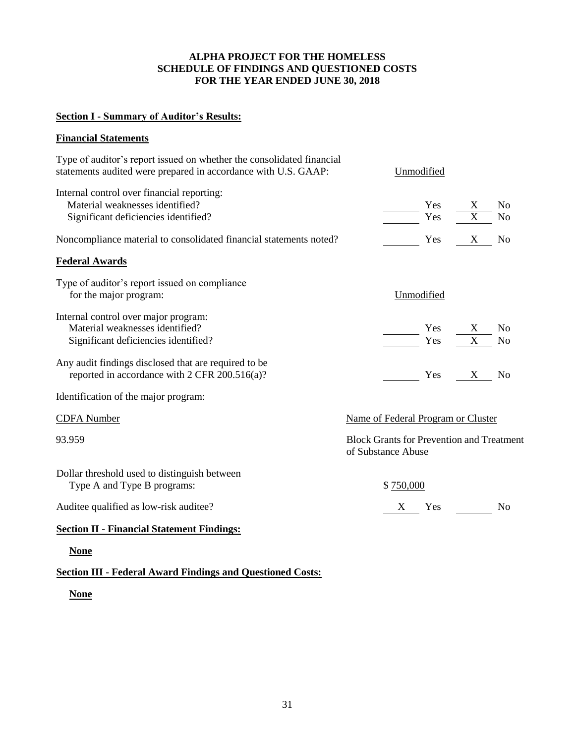# ALPHA PROJECT FOR THE HOMELESS
## SCHEDULE OF FINDINGS AND QUESTIONED COSTS
## FOR THE YEAR ENDED JUNE 30, 2018

**Section I - Summary of Auditor's Results:**

**Financial Statements**

| | | | | |
|---|---|---|---|---|
| Type of auditor's report issued on whether the consolidated financial statements audited were prepared in accordance with U.S. GAAP: | Unmodified | | | |
| Internal control over financial reporting: | | | | |
| Material weaknesses identified? | | Yes | X | No |
| Significant deficiencies identified? | | Yes | X | No |
| Noncompliance material to consolidated financial statements noted? | | Yes | X | No |

**Federal Awards**

| | | | | |
|---|---|---|---|---|
| Type of auditor's report issued on compliance for the major program: | Unmodified | | | |
| Internal control over major program: | | | | |
| Material weaknesses identified? | | Yes | X | No |
| Significant deficiencies identified? | | Yes | X | No |
| Any audit findings disclosed that are required to be reported in accordance with 2 CFR 200.516(a)? | | Yes | X | No |

Identification of the major program:

| CDFA Number | Name of Federal Program or Cluster |
|---|---|
| 93.959 | Block Grants for Prevention and Treatment of Substance Abuse |

| | | | | |
|---|---|---|---|---|
| Dollar threshold used to distinguish between Type A and Type B programs: | $ 750,000 | | | |
| Auditee qualified as low-risk auditee? | X | Yes | | No |

**Section II - Financial Statement Findings:**

**None**

**Section III - Federal Award Findings and Questioned Costs:**

**None**